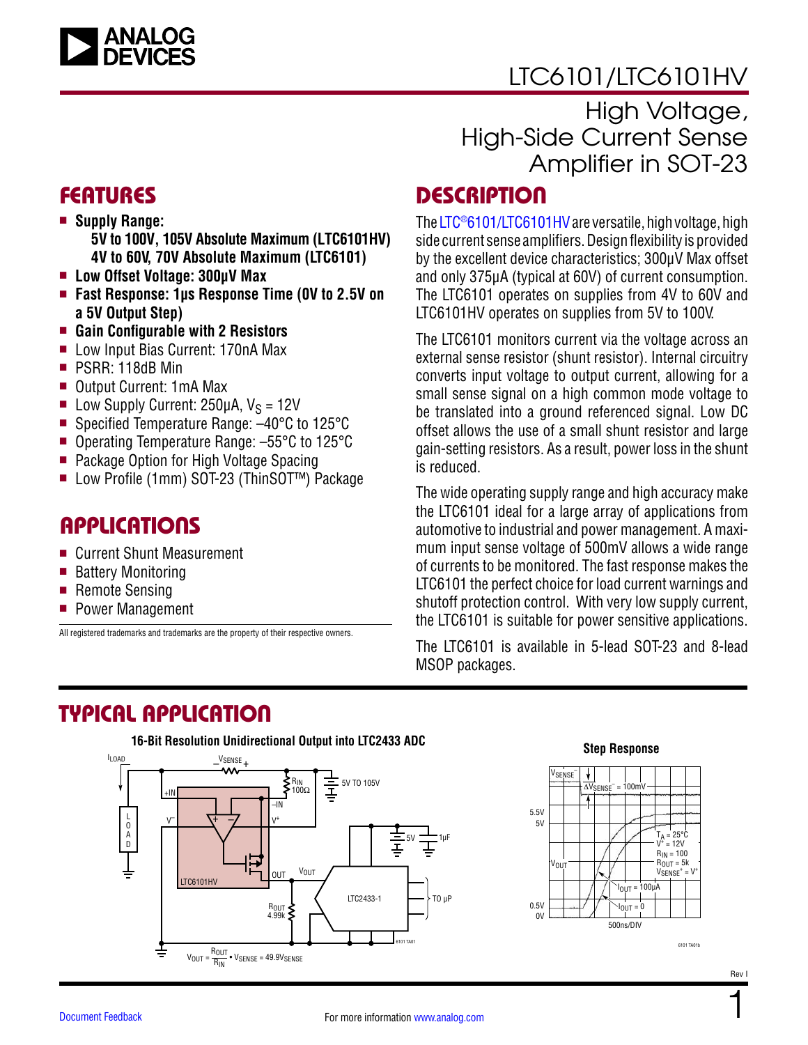# LTC6101/LTC6101HV

## High Voltage, High-Side Current Sense Amplifier in SOT-23

## FEATURES

- **Supply Range:**
  **5V to 100V, 105V Absolute Maximum (LTC6101HV)**
  **4V to 60V, 70V Absolute Maximum (LTC6101)**
- **Low Offset Voltage: 300µV Max**
- **Fast Response: 1µs Response Time (0V to 2.5V on a 5V Output Step)**
- **Gain Configurable with 2 Resistors**
- Low Input Bias Current: 170nA Max
- PSRR: 118dB Min
- Output Current: 1mA Max
- Low Supply Current: 250µA, $V_S$ = 12V
- Specified Temperature Range: –40°C to 125°C
- Operating Temperature Range: –55°C to 125°C
- Package Option for High Voltage Spacing
- Low Profile (1mm) SOT-23 (ThinSOT™) Package

## APPLICATIONS

- Current Shunt Measurement
- Battery Monitoring
- Remote Sensing
- Power Management

All registered trademarks and trademarks are the property of their respective owners.

## DESCRIPTION

The LTC®6101/LTC6101HV are versatile, high voltage, high side current sense amplifiers. Design flexibility is provided by the excellent device characteristics; 300µV Max offset and only 375µA (typical at 60V) of current consumption. The LTC6101 operates on supplies from 4V to 60V and LTC6101HV operates on supplies from 5V to 100V.

The LTC6101 monitors current via the voltage across an external sense resistor (shunt resistor). Internal circuitry converts input voltage to output current, allowing for a small sense signal on a high common mode voltage to be translated into a ground referenced signal. Low DC offset allows the use of a small shunt resistor and large gain-setting resistors. As a result, power loss in the shunt is reduced.

The wide operating supply range and high accuracy make the LTC6101 ideal for a large array of applications from automotive to industrial and power management. A maximum input sense voltage of 500mV allows a wide range of currents to be monitored. The fast response makes the LTC6101 the perfect choice for load current warnings and shutoff protection control. With very low supply current, the LTC6101 is suitable for power sensitive applications.

The LTC6101 is available in 5-lead SOT-23 and 8-lead MSOP packages.

## TYPICAL APPLICATION

**16-Bit Resolution Unidirectional Output into LTC2433 ADC**

$I_{LOAD}$
– $V_{SENSE}$ +
$R_{IN}$ 100Ω
5V TO 105V
+IN
–IN
$V^-$
$V^+$
LOAD
OUT
$V_{OUT}$
LTC6101HV
5V
1µF
LTC2433-1
TO µP
$R_{OUT}$ 4.99k
6101 TA01

$$V_{OUT} = \frac{R_{OUT}}{R_{IN}} \cdot V_{SENSE} = 49.9V_{SENSE}$$

**Step Response**

$V_{SENSE}^-$
$\Delta V_{SENSE}^-$ = 100mV
5.5V
5V
$V_{OUT}$
0.5V
0V
$T_A$ = 25°C
$V^+$ = 12V
$R_{IN}$ = 100
$R_{OUT}$ = 5k
$V_{SENSE}^+$ = $V^+$
$I_{OUT}$ = 100µA
$I_{OUT}$ = 0
500ns/DIV
6101 TA01b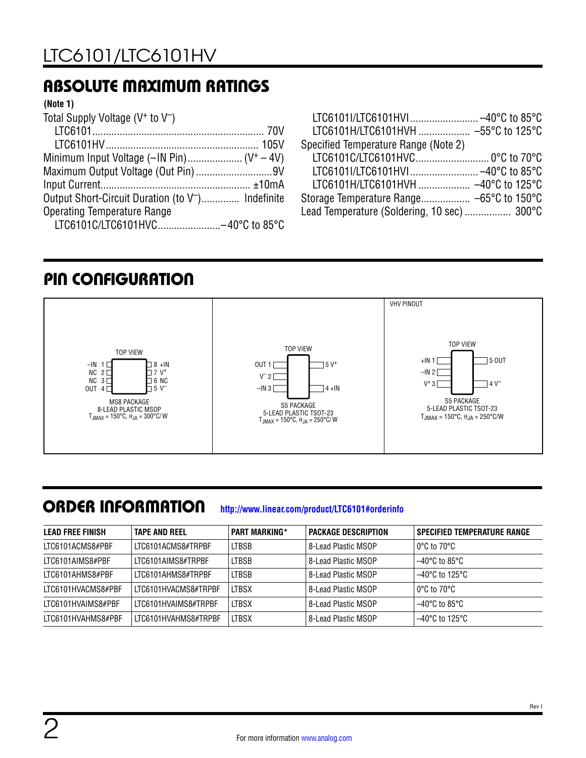## ABSOLUTE MAXIMUM RATINGS

**(Note 1)**

Total Supply Voltage ($V^+$ to $V^-$)
- LTC6101 .......... 70V
- LTC6101HV .......... 105V

Minimum Input Voltage (–IN Pin) .......... ($V^+$ – 4V)
Maximum Output Voltage (Out Pin) .......... 9V
Input Current .......... ±10mA
Output Short-Circuit Duration (to $V^-$) .......... Indefinite
Operating Temperature Range
- LTC6101C/LTC6101HVC .......... –40°C to 85°C
- LTC6101I/LTC6101HVI .......... –40°C to 85°C
- LTC6101H/LTC6101HVH .......... –55°C to 125°C

Specified Temperature Range (Note 2)
- LTC6101C/LTC6101HVC .......... 0°C to 70°C
- LTC6101I/LTC6101HVI .......... –40°C to 85°C
- LTC6101H/LTC6101HVH .......... –40°C to 125°C

Storage Temperature Range .......... –65°C to 150°C
Lead Temperature (Soldering, 10 sec) .......... 300°C

## PIN CONFIGURATION

TOP VIEW

–IN 1 | 8 +IN
NC 2 | 7 $V^+$
NC 3 | 6 NC
OUT 4 | 5 $V^-$

MS8 PACKAGE
8-LEAD PLASTIC MSOP
$T_{JMAX}$ = 150°C, $\theta_{JA}$ = 300°C/W

TOP VIEW

OUT 1 | 5 $V^+$
$V^-$ 2 |
–IN 3 | 4 +IN

S5 PACKAGE
5-LEAD PLASTIC TSOT-23
$T_{JMAX}$ = 150°C, $\theta_{JA}$ = 250°C/W

VHV PINOUT

TOP VIEW

+IN 1 | 5 OUT
–IN 2 |
$V^+$ 3 | 4 $V^-$

S5 PACKAGE
5-LEAD PLASTIC TSOT-23
$T_{JMAX}$ = 150°C, $\theta_{JA}$ = 250°C/W

## ORDER INFORMATION

http://www.linear.com/product/LTC6101#orderinfo

| LEAD FREE FINISH | TAPE AND REEL | PART MARKING* | PACKAGE DESCRIPTION | SPECIFIED TEMPERATURE RANGE |
|---|---|---|---|---|
| LTC6101ACMS8#PBF | LTC6101ACMS8#TRPBF | LTBSB | 8-Lead Plastic MSOP | 0°C to 70°C |
| LTC6101AIMS8#PBF | LTC6101AIMS8#TRPBF | LTBSB | 8-Lead Plastic MSOP | –40°C to 85°C |
| LTC6101AHMS8#PBF | LTC6101AHMS8#TRPBF | LTBSB | 8-Lead Plastic MSOP | –40°C to 125°C |
| LTC6101HVACMS8#PBF | LTC6101HVACMS8#TRPBF | LTBSX | 8-Lead Plastic MSOP | 0°C to 70°C |
| LTC6101HVAIMS8#PBF | LTC6101HVAIMS8#TRPBF | LTBSX | 8-Lead Plastic MSOP | –40°C to 85°C |
| LTC6101HVAHMS8#PBF | LTC6101HVAHMS8#TRPBF | LTBSX | 8-Lead Plastic MSOP | –40°C to 125°C |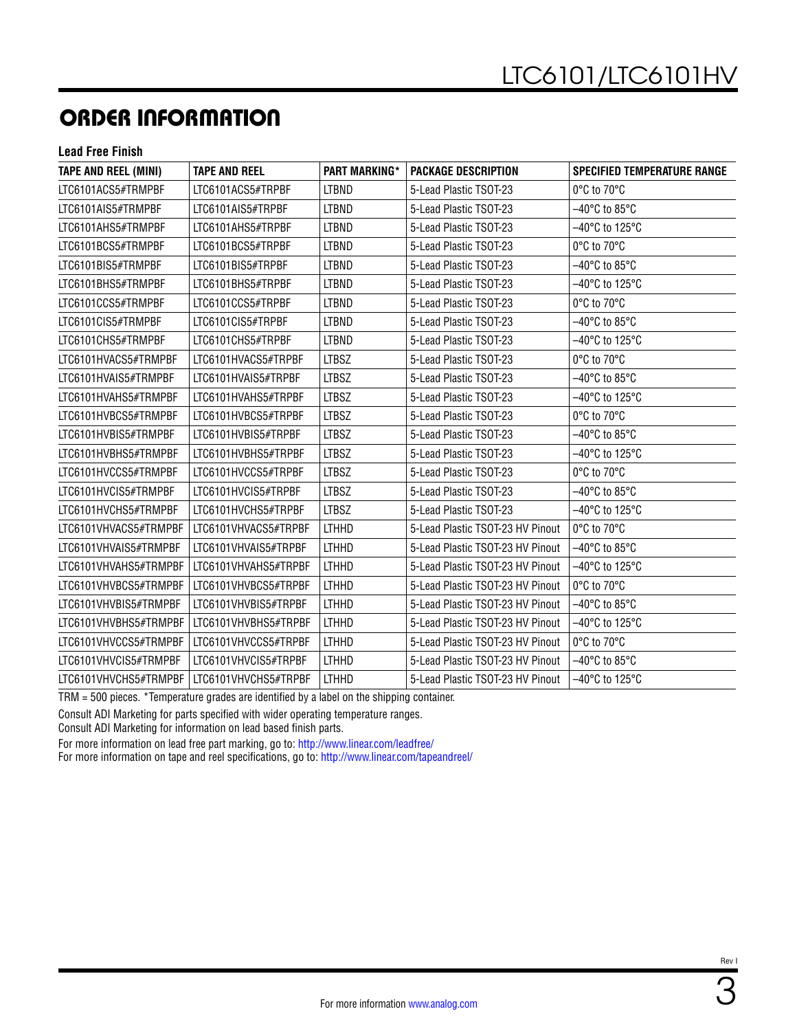## ORDER INFORMATION

**Lead Free Finish**

| TAPE AND REEL (MINI) | TAPE AND REEL | PART MARKING* | PACKAGE DESCRIPTION | SPECIFIED TEMPERATURE RANGE |
|---|---|---|---|---|
| LTC6101ACS5#TRMPBF | LTC6101ACS5#TRPBF | LTBND | 5-Lead Plastic TSOT-23 | 0°C to 70°C |
| LTC6101AIS5#TRMPBF | LTC6101AIS5#TRPBF | LTBND | 5-Lead Plastic TSOT-23 | –40°C to 85°C |
| LTC6101AHS5#TRMPBF | LTC6101AHS5#TRPBF | LTBND | 5-Lead Plastic TSOT-23 | –40°C to 125°C |
| LTC6101BCS5#TRMPBF | LTC6101BCS5#TRPBF | LTBND | 5-Lead Plastic TSOT-23 | 0°C to 70°C |
| LTC6101BIS5#TRMPBF | LTC6101BIS5#TRPBF | LTBND | 5-Lead Plastic TSOT-23 | –40°C to 85°C |
| LTC6101BHS5#TRMPBF | LTC6101BHS5#TRPBF | LTBND | 5-Lead Plastic TSOT-23 | –40°C to 125°C |
| LTC6101CCS5#TRMPBF | LTC6101CCS5#TRPBF | LTBND | 5-Lead Plastic TSOT-23 | 0°C to 70°C |
| LTC6101CIS5#TRMPBF | LTC6101CIS5#TRPBF | LTBND | 5-Lead Plastic TSOT-23 | –40°C to 85°C |
| LTC6101CHS5#TRMPBF | LTC6101CHS5#TRPBF | LTBND | 5-Lead Plastic TSOT-23 | –40°C to 125°C |
| LTC6101HVACS5#TRMPBF | LTC6101HVACS5#TRPBF | LTBSZ | 5-Lead Plastic TSOT-23 | 0°C to 70°C |
| LTC6101HVAIS5#TRMPBF | LTC6101HVAIS5#TRPBF | LTBSZ | 5-Lead Plastic TSOT-23 | –40°C to 85°C |
| LTC6101HVAHS5#TRMPBF | LTC6101HVAHS5#TRPBF | LTBSZ | 5-Lead Plastic TSOT-23 | –40°C to 125°C |
| LTC6101HVBCS5#TRMPBF | LTC6101HVBCS5#TRPBF | LTBSZ | 5-Lead Plastic TSOT-23 | 0°C to 70°C |
| LTC6101HVBIS5#TRMPBF | LTC6101HVBIS5#TRPBF | LTBSZ | 5-Lead Plastic TSOT-23 | –40°C to 85°C |
| LTC6101HVBHS5#TRMPBF | LTC6101HVBHS5#TRPBF | LTBSZ | 5-Lead Plastic TSOT-23 | –40°C to 125°C |
| LTC6101HVCCS5#TRMPBF | LTC6101HVCCS5#TRPBF | LTBSZ | 5-Lead Plastic TSOT-23 | 0°C to 70°C |
| LTC6101HVCIS5#TRMPBF | LTC6101HVCIS5#TRPBF | LTBSZ | 5-Lead Plastic TSOT-23 | –40°C to 85°C |
| LTC6101HVCHS5#TRMPBF | LTC6101HVCHS5#TRPBF | LTBSZ | 5-Lead Plastic TSOT-23 | –40°C to 125°C |
| LTC6101VHVACS5#TRMPBF | LTC6101VHVACS5#TRPBF | LTHHD | 5-Lead Plastic TSOT-23 HV Pinout | 0°C to 70°C |
| LTC6101VHVAIS5#TRMPBF | LTC6101VHVAIS5#TRPBF | LTHHD | 5-Lead Plastic TSOT-23 HV Pinout | –40°C to 85°C |
| LTC6101VHVAHS5#TRMPBF | LTC6101VHVAHS5#TRPBF | LTHHD | 5-Lead Plastic TSOT-23 HV Pinout | –40°C to 125°C |
| LTC6101VHVBCS5#TRMPBF | LTC6101VHVBCS5#TRPBF | LTHHD | 5-Lead Plastic TSOT-23 HV Pinout | 0°C to 70°C |
| LTC6101VHVBIS5#TRMPBF | LTC6101VHVBIS5#TRPBF | LTHHD | 5-Lead Plastic TSOT-23 HV Pinout | –40°C to 85°C |
| LTC6101VHVBHS5#TRMPBF | LTC6101VHVBHS5#TRPBF | LTHHD | 5-Lead Plastic TSOT-23 HV Pinout | –40°C to 125°C |
| LTC6101VHVCCS5#TRMPBF | LTC6101VHVCCS5#TRPBF | LTHHD | 5-Lead Plastic TSOT-23 HV Pinout | 0°C to 70°C |
| LTC6101VHVCIS5#TRMPBF | LTC6101VHVCIS5#TRPBF | LTHHD | 5-Lead Plastic TSOT-23 HV Pinout | –40°C to 85°C |
| LTC6101VHVCHS5#TRMPBF | LTC6101VHVCHS5#TRPBF | LTHHD | 5-Lead Plastic TSOT-23 HV Pinout | –40°C to 125°C |

TRM = 500 pieces. *Temperature grades are identified by a label on the shipping container.

Consult ADI Marketing for parts specified with wider operating temperature ranges.

Consult ADI Marketing for information on lead based finish parts.

For more information on lead free part marking, go to: http://www.linear.com/leadfree/

For more information on tape and reel specifications, go to: http://www.linear.com/tapeandreel/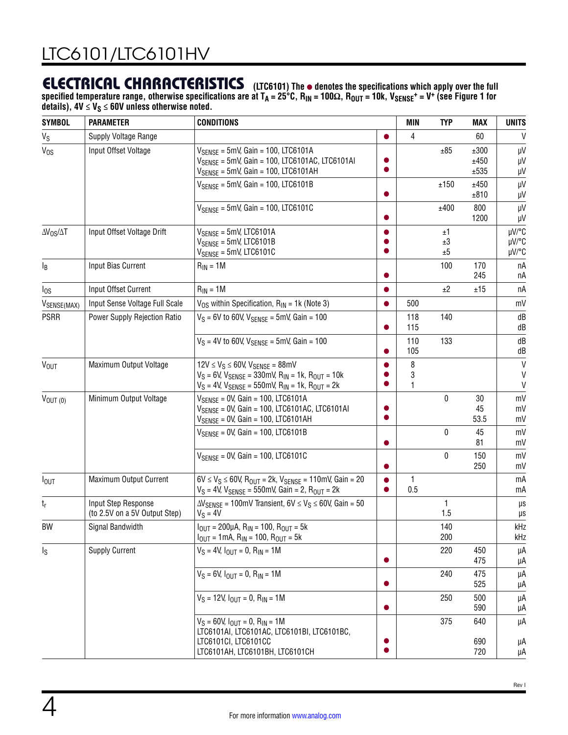## ELECTRICAL CHARACTERISTICS

**(LTC6101) The ● denotes the specifications which apply over the full specified temperature range, otherwise specifications are at $T_A$ = 25°C, $R_{IN}$ = 100Ω, $R_{OUT}$ = 10k, $V_{SENSE}^+$ = $V^+$ (see Figure 1 for details), 4V ≤ $V_S$ ≤ 60V unless otherwise noted.**

| SYMBOL | PARAMETER | CONDITIONS | | MIN | TYP | MAX | UNITS |
|---|---|---|---|---|---|---|---|
| $V_S$ | Supply Voltage Range | | ● | 4 | | 60 | V |
| $V_{OS}$ | Input Offset Voltage | $V_{SENSE}$ = 5mV, Gain = 100, LTC6101A<br>$V_{SENSE}$ = 5mV, Gain = 100, LTC6101AC, LTC6101AI<br>$V_{SENSE}$ = 5mV, Gain = 100, LTC6101AH | <br>●<br>● | | ±85 | ±300<br>±450<br>±535 | µV<br>µV<br>µV |
| | | $V_{SENSE}$ = 5mV, Gain = 100, LTC6101B | <br>● | | ±150 | ±450<br>±810 | µV<br>µV |
| | | $V_{SENSE}$ = 5mV, Gain = 100, LTC6101C | <br>● | | ±400 | 800<br>1200 | µV<br>µV |
| $\Delta V_{OS}/\Delta T$ | Input Offset Voltage Drift | $V_{SENSE}$ = 5mV, LTC6101A<br>$V_{SENSE}$ = 5mV, LTC6101B<br>$V_{SENSE}$ = 5mV, LTC6101C | ●<br>●<br>● | | ±1<br>±3<br>±5 | | µV/°C<br>µV/°C<br>µV/°C |
| $I_B$ | Input Bias Current | $R_{IN}$ = 1M | <br>● | | 100 | 170<br>245 | nA<br>nA |
| $I_{OS}$ | Input Offset Current | $R_{IN}$ = 1M | ● | | ±2 | ±15 | nA |
| $V_{SENSE(MAX)}$ | Input Sense Voltage Full Scale | $V_{OS}$ within Specification, $R_{IN}$ = 1k (Note 3) | ● | 500 | | | mV |
| PSRR | Power Supply Rejection Ratio | $V_S$ = 6V to 60V, $V_{SENSE}$ = 5mV, Gain = 100 | <br>● | 118<br>115 | 140 | | dB<br>dB |
| | | $V_S$ = 4V to 60V, $V_{SENSE}$ = 5mV, Gain = 100 | <br>● | 110<br>105 | 133 | | dB<br>dB |
| $V_{OUT}$ | Maximum Output Voltage | 12V ≤ $V_S$ ≤ 60V, $V_{SENSE}$ = 88mV<br>$V_S$ = 6V, $V_{SENSE}$ = 330mV, $R_{IN}$ = 1k, $R_{OUT}$ = 10k<br>$V_S$ = 4V, $V_{SENSE}$ = 550mV, $R_{IN}$ = 1k, $R_{OUT}$ = 2k | ●<br>●<br>● | 8<br>3<br>1 | | | V<br>V<br>V |
| $V_{OUT(0)}$ | Minimum Output Voltage | $V_{SENSE}$ = 0V, Gain = 100, LTC6101A<br>$V_{SENSE}$ = 0V, Gain = 100, LTC6101AC, LTC6101AI<br>$V_{SENSE}$ = 0V, Gain = 100, LTC6101AH | <br>●<br>● | | 0 | 30<br>45<br>53.5 | mV<br>mV<br>mV |
| | | $V_{SENSE}$ = 0V, Gain = 100, LTC6101B | <br>● | | 0 | 45<br>81 | mV<br>mV |
| | | $V_{SENSE}$ = 0V, Gain = 100, LTC6101C | <br>● | | 0 | 150<br>250 | mV<br>mV |
| $I_{OUT}$ | Maximum Output Current | 6V ≤ $V_S$ ≤ 60V, $R_{OUT}$ = 2k, $V_{SENSE}$ = 110mV, Gain = 20<br>$V_S$ = 4V, $V_{SENSE}$ = 550mV, Gain = 2, $R_{OUT}$ = 2k | ●<br>● | 1<br>0.5 | | | mA<br>mA |
| $t_r$ | Input Step Response (to 2.5V on a 5V Output Step) | $\Delta V_{SENSE}$ = 100mV Transient, 6V ≤ $V_S$ ≤ 60V, Gain = 50<br>$V_S$ = 4V | | | 1<br>1.5 | | µs<br>µs |
| BW | Signal Bandwidth | $I_{OUT}$ = 200µA, $R_{IN}$ = 100, $R_{OUT}$ = 5k<br>$I_{OUT}$ = 1mA, $R_{IN}$ = 100, $R_{OUT}$ = 5k | | | 140<br>200 | | kHz<br>kHz |
| $I_S$ | Supply Current | $V_S$ = 4V, $I_{OUT}$ = 0, $R_{IN}$ = 1M | <br>● | | 220 | 450<br>475 | µA<br>µA |
| | | $V_S$ = 6V, $I_{OUT}$ = 0, $R_{IN}$ = 1M | <br>● | | 240 | 475<br>525 | µA<br>µA |
| | | $V_S$ = 12V, $I_{OUT}$ = 0, $R_{IN}$ = 1M | <br>● | | 250 | 500<br>590 | µA<br>µA |
| | | $V_S$ = 60V, $I_{OUT}$ = 0, $R_{IN}$ = 1M<br>LTC6101AI, LTC6101AC, LTC6101BI, LTC6101BC, LTC6101CI, LTC6101CC<br>LTC6101AH, LTC6101BH, LTC6101CH | <br><br>●<br>● | | 375 | 640<br><br>690<br>720 | µA<br><br>µA<br>µA |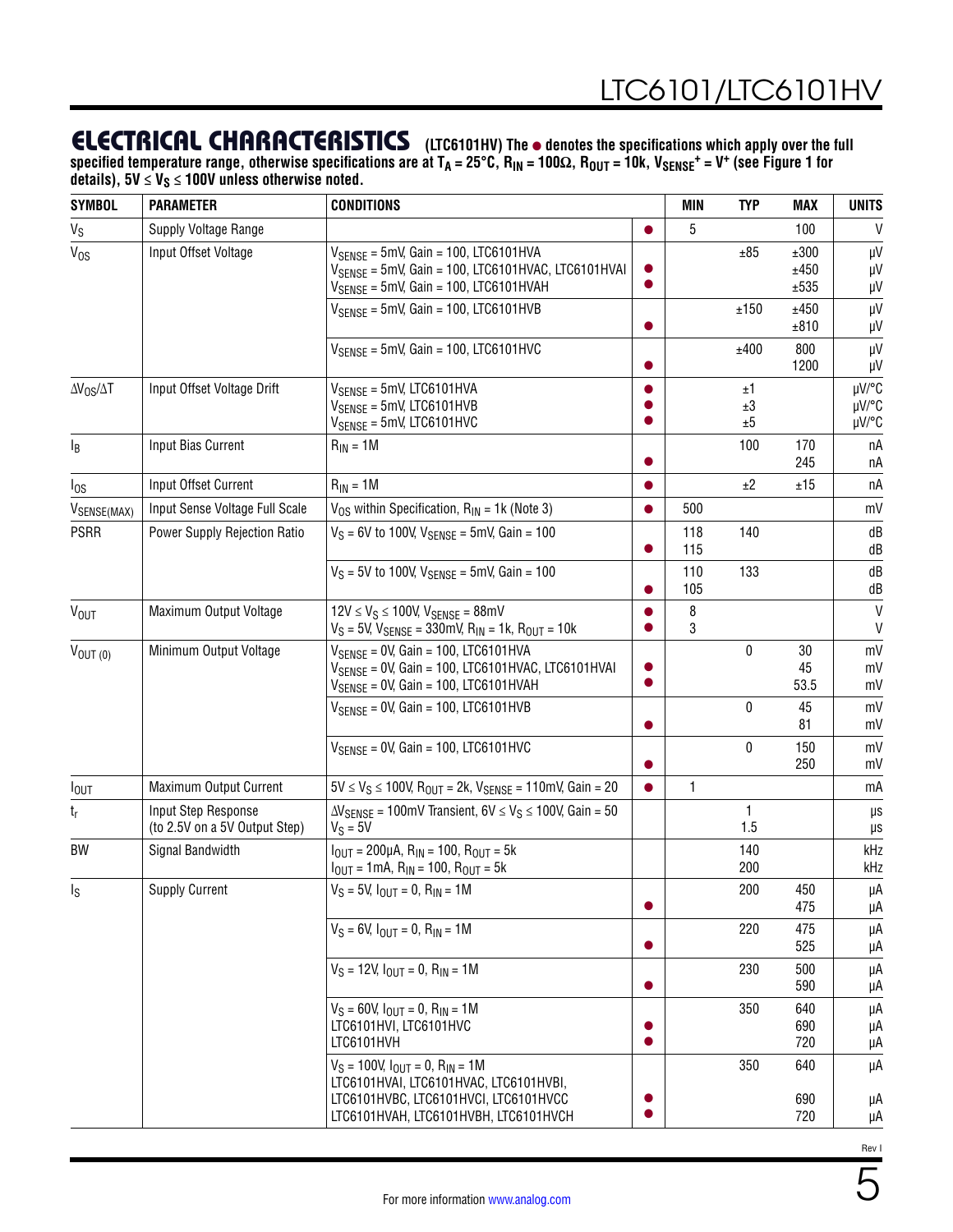## ELECTRICAL CHARACTERISTICS

**(LTC6101HV) The ● denotes the specifications which apply over the full specified temperature range, otherwise specifications are at $T_A$ = 25°C, $R_{IN}$ = 100Ω, $R_{OUT}$ = 10k, $V_{SENSE}^+$ = $V^+$ (see Figure 1 for details), 5V ≤ $V_S$ ≤ 100V unless otherwise noted.**

| SYMBOL | PARAMETER | CONDITIONS | | MIN | TYP | MAX | UNITS |
|---|---|---|---|---|---|---|---|
| $V_S$ | Supply Voltage Range | | ● | 5 | | 100 | V |
| $V_{OS}$ | Input Offset Voltage | $V_{SENSE}$ = 5mV, Gain = 100, LTC6101HVA<br>$V_{SENSE}$ = 5mV, Gain = 100, LTC6101HVAC, LTC6101HVAI<br>$V_{SENSE}$ = 5mV, Gain = 100, LTC6101HVAH | <br>●<br>● | | ±85 | ±300<br>±450<br>±535 | µV<br>µV<br>µV |
| | | $V_{SENSE}$ = 5mV, Gain = 100, LTC6101HVB | <br>● | | ±150 | ±450<br>±810 | µV<br>µV |
| | | $V_{SENSE}$ = 5mV, Gain = 100, LTC6101HVC | <br>● | | ±400 | 800<br>1200 | µV<br>µV |
| $\Delta V_{OS}/\Delta T$ | Input Offset Voltage Drift | $V_{SENSE}$ = 5mV, LTC6101HVA<br>$V_{SENSE}$ = 5mV, LTC6101HVB<br>$V_{SENSE}$ = 5mV, LTC6101HVC | ●<br>●<br>● | | ±1<br>±3<br>±5 | | µV/°C<br>µV/°C<br>µV/°C |
| $I_B$ | Input Bias Current | $R_{IN}$ = 1M | <br>● | | 100 | 170<br>245 | nA<br>nA |
| $I_{OS}$ | Input Offset Current | $R_{IN}$ = 1M | ● | | ±2 | ±15 | nA |
| $V_{SENSE(MAX)}$ | Input Sense Voltage Full Scale | $V_{OS}$ within Specification, $R_{IN}$ = 1k (Note 3) | ● | 500 | | | mV |
| PSRR | Power Supply Rejection Ratio | $V_S$ = 6V to 100V, $V_{SENSE}$ = 5mV, Gain = 100 | <br>● | 118<br>115 | 140 | | dB<br>dB |
| | | $V_S$ = 5V to 100V, $V_{SENSE}$ = 5mV, Gain = 100 | <br>● | 110<br>105 | 133 | | dB<br>dB |
| $V_{OUT}$ | Maximum Output Voltage | 12V ≤ $V_S$ ≤ 100V, $V_{SENSE}$ = 88mV<br>$V_S$ = 5V, $V_{SENSE}$ = 330mV, $R_{IN}$ = 1k, $R_{OUT}$ = 10k | ●<br>● | 8<br>3 | | | V<br>V |
| $V_{OUT(0)}$ | Minimum Output Voltage | $V_{SENSE}$ = 0V, Gain = 100, LTC6101HVA<br>$V_{SENSE}$ = 0V, Gain = 100, LTC6101HVAC, LTC6101HVAI<br>$V_{SENSE}$ = 0V, Gain = 100, LTC6101HVAH | <br>●<br>● | | 0 | 30<br>45<br>53.5 | mV<br>mV<br>mV |
| | | $V_{SENSE}$ = 0V, Gain = 100, LTC6101HVB | <br>● | | 0 | 45<br>81 | mV<br>mV |
| | | $V_{SENSE}$ = 0V, Gain = 100, LTC6101HVC | <br>● | | 0 | 150<br>250 | mV<br>mV |
| $I_{OUT}$ | Maximum Output Current | 5V ≤ $V_S$ ≤ 100V, $R_{OUT}$ = 2k, $V_{SENSE}$ = 110mV, Gain = 20 | ● | 1 | | | mA |
| $t_r$ | Input Step Response (to 2.5V on a 5V Output Step) | $\Delta V_{SENSE}$ = 100mV Transient, 6V ≤ $V_S$ ≤ 100V, Gain = 50<br>$V_S$ = 5V | | | 1<br>1.5 | | µs<br>µs |
| BW | Signal Bandwidth | $I_{OUT}$ = 200µA, $R_{IN}$ = 100, $R_{OUT}$ = 5k<br>$I_{OUT}$ = 1mA, $R_{IN}$ = 100, $R_{OUT}$ = 5k | | | 140<br>200 | | kHz<br>kHz |
| $I_S$ | Supply Current | $V_S$ = 5V, $I_{OUT}$ = 0, $R_{IN}$ = 1M | <br>● | | 200 | 450<br>475 | µA<br>µA |
| | | $V_S$ = 6V, $I_{OUT}$ = 0, $R_{IN}$ = 1M | <br>● | | 220 | 475<br>525 | µA<br>µA |
| | | $V_S$ = 12V, $I_{OUT}$ = 0, $R_{IN}$ = 1M | <br>● | | 230 | 500<br>590 | µA<br>µA |
| | | $V_S$ = 60V, $I_{OUT}$ = 0, $R_{IN}$ = 1M<br>LTC6101HVI, LTC6101HVC<br>LTC6101HVH | <br>●<br>● | | 350 | 640<br>690<br>720 | µA<br>µA<br>µA |
| | | $V_S$ = 100V, $I_{OUT}$ = 0, $R_{IN}$ = 1M<br>LTC6101HVAI, LTC6101HVAC, LTC6101HVBI,<br>LTC6101HVBC, LTC6101HVCI, LTC6101HVCC<br>LTC6101HVAH, LTC6101HVBH, LTC6101HVCH | <br><br>●<br>● | | 350 | 640<br><br>690<br>720 | µA<br><br>µA<br>µA |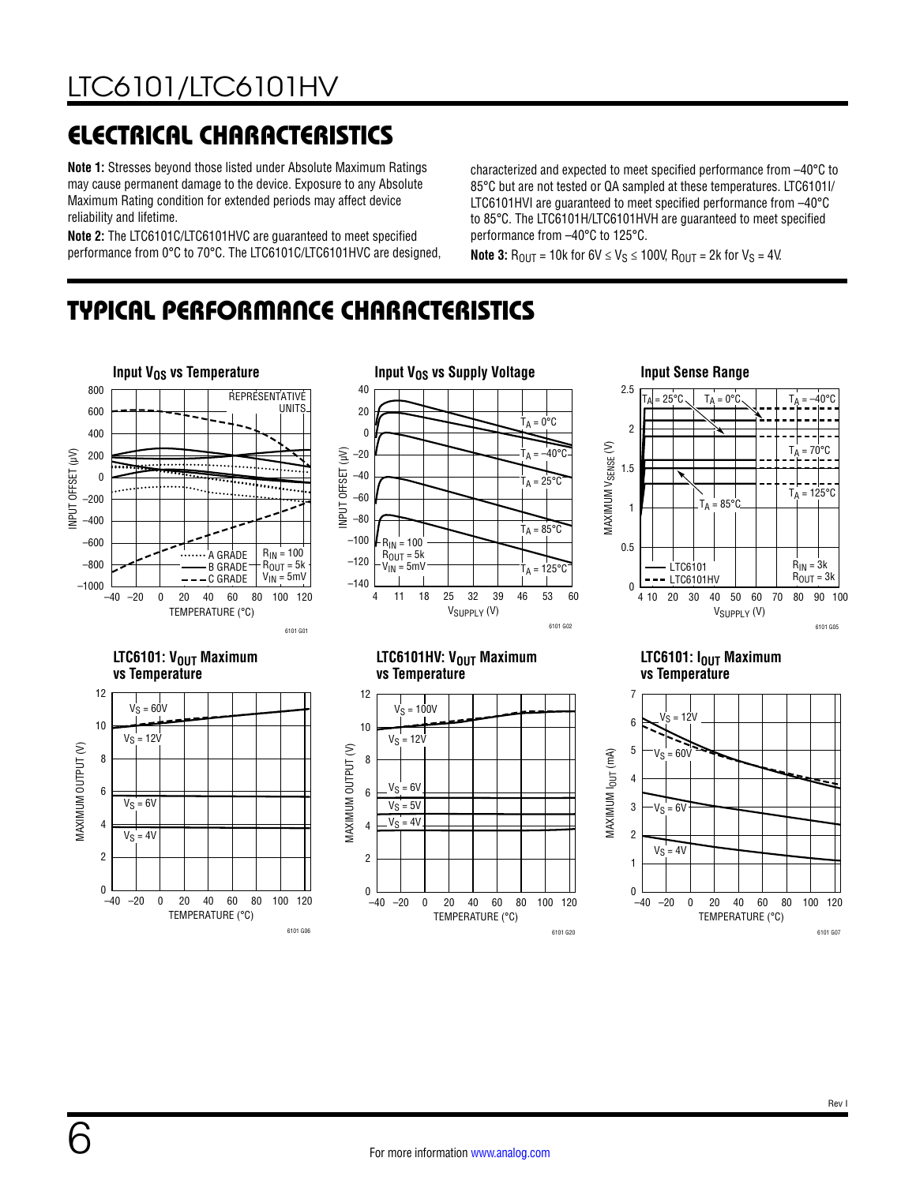## ELECTRICAL CHARACTERISTICS

**Note 1:** Stresses beyond those listed under Absolute Maximum Ratings may cause permanent damage to the device. Exposure to any Absolute Maximum Rating condition for extended periods may affect device reliability and lifetime.

**Note 2:** The LTC6101C/LTC6101HVC are guaranteed to meet specified performance from 0°C to 70°C. The LTC6101C/LTC6101HVC are designed, characterized and expected to meet specified performance from –40°C to 85°C but are not tested or QA sampled at these temperatures. LTC6101I/LTC6101HVI are guaranteed to meet specified performance from –40°C to 85°C. The LTC6101H/LTC6101HVH are guaranteed to meet specified performance from –40°C to 125°C.

**Note 3:** $R_{OUT}$ = 10k for 6V ≤ $V_S$ ≤ 100V, $R_{OUT}$ = 2k for $V_S$ = 4V.

## TYPICAL PERFORMANCE CHARACTERISTICS

**Input $V_{OS}$ vs Temperature**

INPUT OFFSET (μV)
800
600
400
200
0
–200
–400
–600
–800
–1000
–40 –20 0 20 40 60 80 100 120
TEMPERATURE (°C)
REPRESENTATIVE UNITS
A GRADE
B GRADE
C GRADE
$R_{IN}$ = 100
$R_{OUT}$ = 5k
$V_{IN}$ = 5mV
6101 G01

**Input $V_{OS}$ vs Supply Voltage**

INPUT OFFSET (μV)
40
20
0
–20
–40
–60
–80
–100
–120
–140
4 11 18 25 32 39 46 53 60
$V_{SUPPLY}$ (V)
$T_A$ = 0°C
$T_A$ = –40°C
$T_A$ = 25°C
$T_A$ = 85°C
$T_A$ = 125°C
$R_{IN}$ = 100
$R_{OUT}$ = 5k
$V_{IN}$ = 5mV
6101 G02

**Input Sense Range**

MAXIMUM $V_{SENSE}$ (V)
2.5
2
1.5
1
0.5
0
4 10 20 30 40 50 60 70 80 90 100
$V_{SUPPLY}$ (V)
$T_A$ = 25°C
$T_A$ = 0°C
$T_A$ = –40°C
$T_A$ = 70°C
$T_A$ = 125°C
$T_A$ = 85°C
LTC6101
LTC6101HV
$R_{IN}$ = 3k
$R_{OUT}$ = 3k
6101 G05

**LTC6101: $V_{OUT}$ Maximum vs Temperature**

MAXIMUM OUTPUT (V)
12
10
8
6
4
2
0
–40 –20 0 20 40 60 80 100 120
TEMPERATURE (°C)
$V_S$ = 60V
$V_S$ = 12V
$V_S$ = 6V
$V_S$ = 4V
6101 G06

**LTC6101HV: $V_{OUT}$ Maximum vs Temperature**

MAXIMUM OUTPUT (V)
12
10
8
6
4
2
0
–40 –20 0 20 40 60 80 100 120
TEMPERATURE (°C)
$V_S$ = 100V
$V_S$ = 12V
$V_S$ = 6V
$V_S$ = 5V
$V_S$ = 4V
6101 G20

**LTC6101: $I_{OUT}$ Maximum vs Temperature**

MAXIMUM $I_{OUT}$ (mA)
7
6
5
4
3
2
1
0
–40 –20 0 20 40 60 80 100 120
TEMPERATURE (°C)
$V_S$ = 12V
$V_S$ = 60V
$V_S$ = 6V
$V_S$ = 4V
6101 G07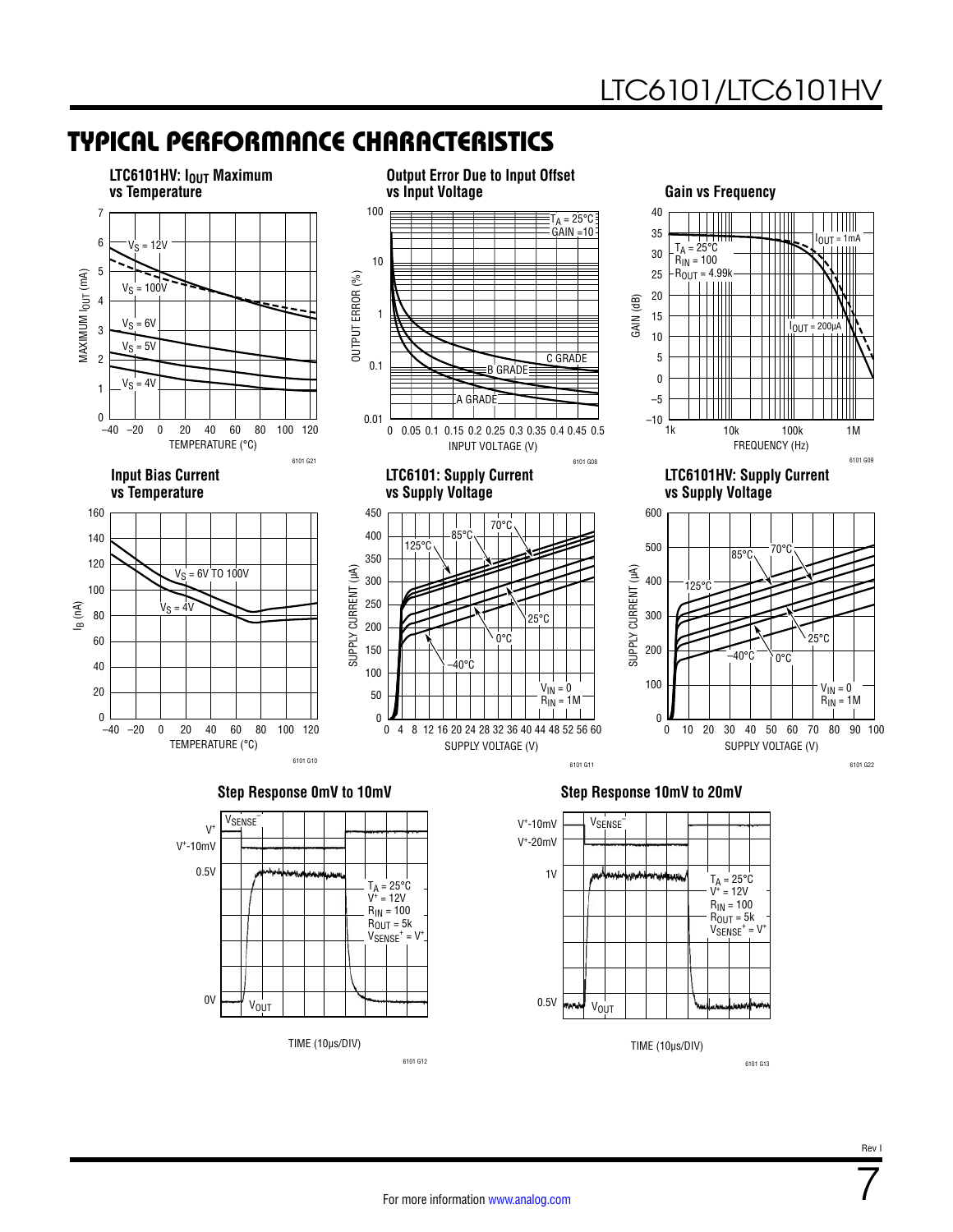## TYPICAL PERFORMANCE CHARACTERISTICS

**LTC6101HV: $I_{OUT}$ Maximum vs Temperature**

MAXIMUM $I_{OUT}$ (mA)
TEMPERATURE (°C)
$V_S$ = 12V
$V_S$ = 100V
$V_S$ = 6V
$V_S$ = 5V
$V_S$ = 4V
0, 1, 2, 3, 4, 5, 6, 7
–40, –20, 0, 20, 40, 60, 80, 100, 120
6101 G21

**Output Error Due to Input Offset vs Input Voltage**

OUTPUT ERROR (%)
INPUT VOLTAGE (V)
$T_A$ = 25°C
GAIN =10
C GRADE
B GRADE
A GRADE
0.01, 0.1, 1, 10, 100
0, 0.05, 0.1, 0.15, 0.2, 0.25, 0.3, 0.35, 0.4, 0.45, 0.5
6101 G08

**Gain vs Frequency**

GAIN (dB)
FREQUENCY (Hz)
$T_A$ = 25°C
$R_{IN}$ = 100
$R_{OUT}$ = 4.99k
$I_{OUT}$ = 1mA
$I_{OUT}$ = 200µA
–10, –5, 0, 5, 10, 15, 20, 25, 30, 35, 40
1k, 10k, 100k, 1M
6101 G09

**Input Bias Current vs Temperature**

$I_B$ (nA)
TEMPERATURE (°C)
$V_S$ = 6V TO 100V
$V_S$ = 4V
0, 20, 40, 60, 80, 100, 120, 140, 160
–40, –20, 0, 20, 40, 60, 80, 100, 120
6101 G10

**LTC6101: Supply Current vs Supply Voltage**

SUPPLY CURRENT (µA)
SUPPLY VOLTAGE (V)
125°C
85°C
70°C
25°C
0°C
–40°C
$V_{IN}$ = 0
$R_{IN}$ = 1M
0, 50, 100, 150, 200, 250, 300, 350, 400, 450
0, 4, 8, 12, 16, 20, 24, 28, 32, 36, 40, 44, 48, 52, 56, 60
6101 G11

**LTC6101HV: Supply Current vs Supply Voltage**

SUPPLY CURRENT (µA)
SUPPLY VOLTAGE (V)
125°C
85°C
70°C
25°C
0°C
–40°C
$V_{IN}$ = 0
$R_{IN}$ = 1M
0, 100, 200, 300, 400, 500, 600
0, 10, 20, 30, 40, 50, 60, 70, 80, 90, 100
6101 G22

**Step Response 0mV to 10mV**

$V_{SENSE}^-$
$V^+$
$V^+$-10mV
0.5V
0V
$V_{OUT}$
$T_A$ = 25°C
$V^+$ = 12V
$R_{IN}$ = 100
$R_{OUT}$ = 5k
$V_{SENSE}^+ = V^+$
TIME (10µs/DIV)
6101 G12

**Step Response 10mV to 20mV**

$V_{SENSE}^-$
$V^+$-10mV
$V^+$-20mV
1V
0.5V
$V_{OUT}$
$T_A$ = 25°C
$V^+$ = 12V
$R_{IN}$ = 100
$R_{OUT}$ = 5k
$V_{SENSE}^+ = V^+$
TIME (10µs/DIV)
6101 G13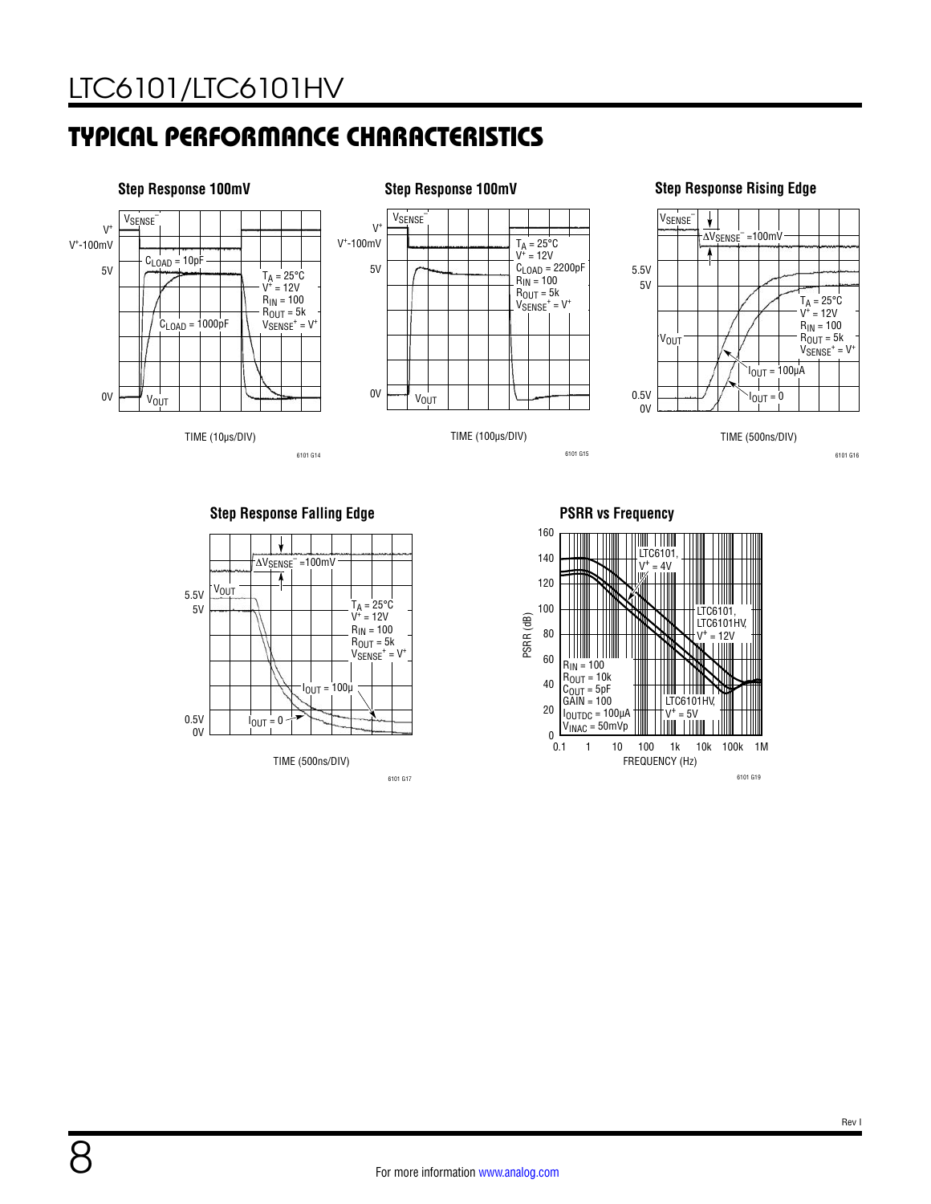## TYPICAL PERFORMANCE CHARACTERISTICS

**Step Response 100mV**

$V_{SENSE}^-$
$V^+$
$V^+$-100mV
$C_{LOAD}$ = 10pF
5V
$T_A$ = 25°C
$V^+$ = 12V
$R_{IN}$ = 100
$R_{OUT}$ = 5k
$V_{SENSE}^+ = V^+$
$C_{LOAD}$ = 1000pF
0V
$V_{OUT}$
TIME (10µs/DIV)
6101 G14

**Step Response 100mV**

$V_{SENSE}^-$
$V^+$
$V^+$-100mV
$T_A$ = 25°C
$V^+$ = 12V
$C_{LOAD}$ = 2200pF
$R_{IN}$ = 100
$R_{OUT}$ = 5k
$V_{SENSE}^+ = V^+$
5V
0V
$V_{OUT}$
TIME (100µs/DIV)
6101 G15

**Step Response Rising Edge**

$V_{SENSE}^-$
$\Delta V_{SENSE}^-$ =100mV
5.5V
5V
$T_A$ = 25°C
$V^+$ = 12V
$R_{IN}$ = 100
$R_{OUT}$ = 5k
$V_{SENSE}^+ = V^+$
$V_{OUT}$
$I_{OUT}$ = 100µA
0.5V
0V
$I_{OUT}$ = 0
TIME (500ns/DIV)
6101 G16

**Step Response Falling Edge**

$\Delta V_{SENSE}^-$ =100mV
$V_{OUT}$
5.5V
5V
$T_A$ = 25°C
$V^+$ = 12V
$R_{IN}$ = 100
$R_{OUT}$ = 5k
$V_{SENSE}^+ = V^+$
$I_{OUT}$ = 100µ
0.5V
0V
$I_{OUT}$ = 0
TIME (500ns/DIV)
6101 G17

**PSRR vs Frequency**

PSRR (dB)
160
140
120
100
80
60
40
20
0
LTC6101, $V^+$ = 4V
LTC6101, LTC6101HV, $V^+$ = 12V
LTC6101HV, $V^+$ = 5V
$R_{IN}$ = 100
$R_{OUT}$ = 10k
$C_{OUT}$ = 5pF
GAIN = 100
$I_{OUTDC}$ = 100µA
$V_{INAC}$ = 50mVp
0.1 1 10 100 1k 10k 100k 1M
FREQUENCY (Hz)
6101 G19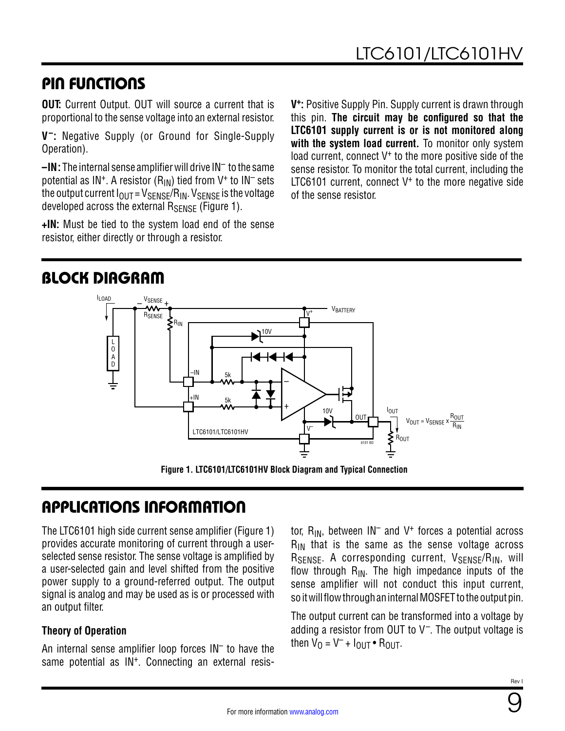## PIN FUNCTIONS

**OUT:** Current Output. OUT will source a current that is proportional to the sense voltage into an external resistor.

**$V^–$:** Negative Supply (or Ground for Single-Supply Operation).

**–IN:** The internal sense amplifier will drive $IN^–$ to the same potential as $IN^+$. A resistor ($R_{IN}$) tied from $V^+$ to $IN^–$ sets the output current $I_{OUT} = V_{SENSE}/R_{IN}$. $V_{SENSE}$ is the voltage developed across the external $R_{SENSE}$ (Figure 1).

**+IN:** Must be tied to the system load end of the sense resistor, either directly or through a resistor.

**$V^+$:** Positive Supply Pin. Supply current is drawn through this pin. **The circuit may be configured so that the LTC6101 supply current is or is not monitored along with the system load current.** To monitor only system load current, connect $V^+$ to the more positive side of the sense resistor. To monitor the total current, including the LTC6101 current, connect $V^+$ to the more negative side of the sense resistor.

## BLOCK DIAGRAM

$I_{LOAD}$
$V_{SENSE}$
$R_{SENSE}$
$R_{IN}$
$V^+$
$V_{BATTERY}$
LOAD
10V
–IN
+IN
5k
5k
10V
OUT
$I_{OUT}$
$V_{OUT} = V_{SENSE} \times \frac{R_{OUT}}{R_{IN}}$
$V^–$
$R_{OUT}$
LTC6101/LTC6101HV
6101 BD

**Figure 1. LTC6101/LTC6101HV Block Diagram and Typical Connection**

## APPLICATIONS INFORMATION

The LTC6101 high side current sense amplifier (Figure 1) provides accurate monitoring of current through a user-selected sense resistor. The sense voltage is amplified by a user-selected gain and level shifted from the positive power supply to a ground-referred output. The output signal is analog and may be used as is or processed with an output filter.

### Theory of Operation

An internal sense amplifier loop forces $IN^–$ to have the same potential as $IN^+$. Connecting an external resistor, $R_{IN}$, between $IN^–$ and $V^+$ forces a potential across $R_{IN}$ that is the same as the sense voltage across $R_{SENSE}$. A corresponding current, $V_{SENSE}/R_{IN}$, will flow through $R_{IN}$. The high impedance inputs of the sense amplifier will not conduct this input current, so it will flow through an internal MOSFET to the output pin.

The output current can be transformed into a voltage by adding a resistor from OUT to $V^–$. The output voltage is then $V_O = V^– + I_{OUT} \bullet R_{OUT}$.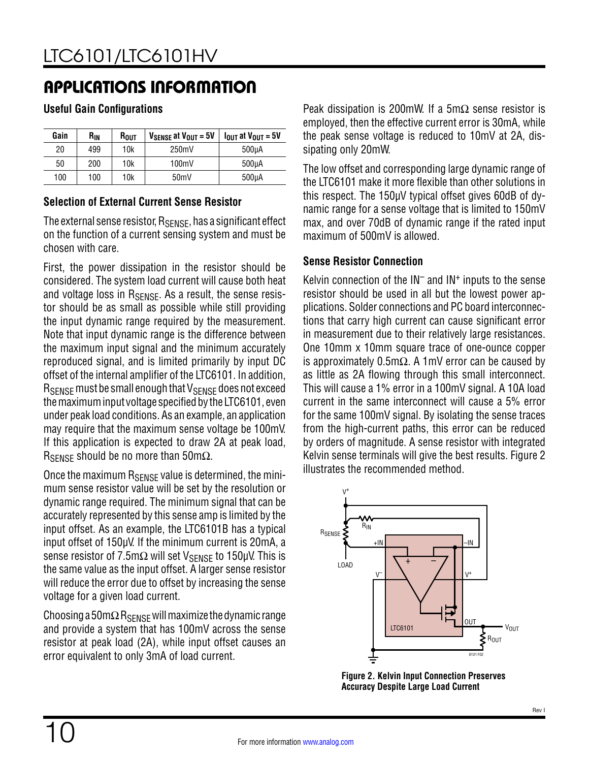## APPLICATIONS INFORMATION

### Useful Gain Configurations

| Gain | $R_{IN}$ | $R_{OUT}$ | $V_{SENSE}$ at $V_{OUT}$ = 5V | $I_{OUT}$ at $V_{OUT}$ = 5V |
|---|---|---|---|---|
| 20 | 499 | 10k | 250mV | 500µA |
| 50 | 200 | 10k | 100mV | 500µA |
| 100 | 100 | 10k | 50mV | 500µA |

### Selection of External Current Sense Resistor

The external sense resistor, $R_{SENSE}$, has a significant effect on the function of a current sensing system and must be chosen with care.

First, the power dissipation in the resistor should be considered. The system load current will cause both heat and voltage loss in $R_{SENSE}$. As a result, the sense resistor should be as small as possible while still providing the input dynamic range required by the measurement. Note that input dynamic range is the difference between the maximum input signal and the minimum accurately reproduced signal, and is limited primarily by input DC offset of the internal amplifier of the LTC6101. In addition, $R_{SENSE}$ must be small enough that $V_{SENSE}$ does not exceed the maximum input voltage specified by the LTC6101, even under peak load conditions. As an example, an application may require that the maximum sense voltage be 100mV. If this application is expected to draw 2A at peak load, $R_{SENSE}$ should be no more than 50mΩ.

Once the maximum $R_{SENSE}$ value is determined, the minimum sense resistor value will be set by the resolution or dynamic range required. The minimum signal that can be accurately represented by this sense amp is limited by the input offset. As an example, the LTC6101B has a typical input offset of 150µV. If the minimum current is 20mA, a sense resistor of 7.5mΩ will set $V_{SENSE}$ to 150µV. This is the same value as the input offset. A larger sense resistor will reduce the error due to offset by increasing the sense voltage for a given load current.

Choosing a 50mΩ $R_{SENSE}$ will maximize the dynamic range and provide a system that has 100mV across the sense resistor at peak load (2A), while input offset causes an error equivalent to only 3mA of load current.

Peak dissipation is 200mW. If a 5mΩ sense resistor is employed, then the effective current error is 30mA, while the peak sense voltage is reduced to 10mV at 2A, dissipating only 20mW.

The low offset and corresponding large dynamic range of the LTC6101 make it more flexible than other solutions in this respect. The 150µV typical offset gives 60dB of dynamic range for a sense voltage that is limited to 150mV max, and over 70dB of dynamic range if the rated input maximum of 500mV is allowed.

### Sense Resistor Connection

Kelvin connection of the $IN^-$ and $IN^+$ inputs to the sense resistor should be used in all but the lowest power applications. Solder connections and PC board interconnections that carry high current can cause significant error in measurement due to their relatively large resistances. One 10mm x 10mm square trace of one-ounce copper is approximately 0.5mΩ. A 1mV error can be caused by as little as 2A flowing through this small interconnect. This will cause a 1% error in a 100mV signal. A 10A load current in the same interconnect will cause a 5% error for the same 100mV signal. By isolating the sense traces from the high-current paths, this error can be reduced by orders of magnitude. A sense resistor with integrated Kelvin sense terminals will give the best results. Figure 2 illustrates the recommended method.

V+
RIN
RSENSE
+IN
–IN
LOAD
V–
V+
LTC6101
OUT
VOUT
ROUT
6101 F02

**Figure 2. Kelvin Input Connection Preserves Accuracy Despite Large Load Current**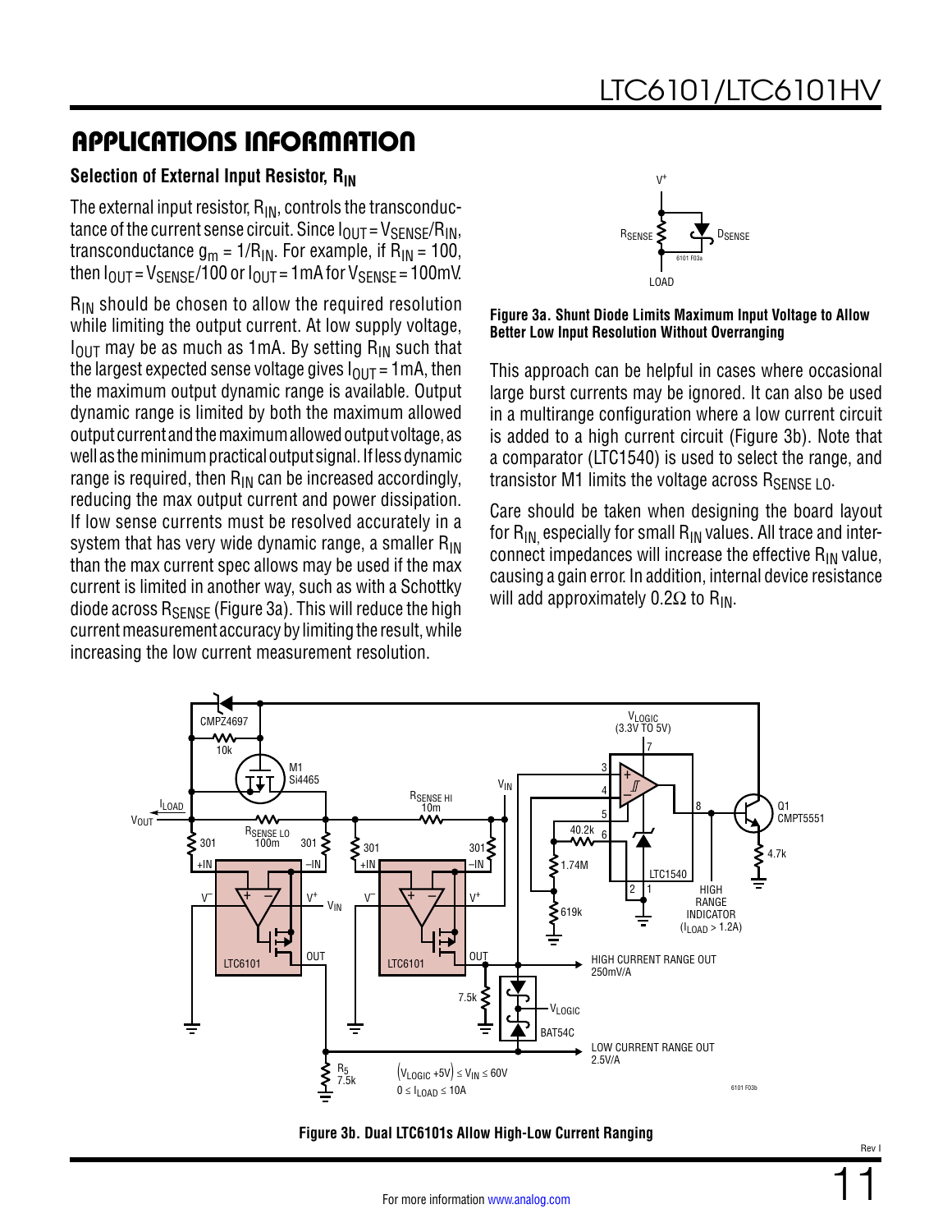## APPLICATIONS INFORMATION

### Selection of External Input Resistor, $R_{IN}$

The external input resistor, $R_{IN}$, controls the transconductance of the current sense circuit. Since $I_{OUT} = V_{SENSE}/R_{IN}$, transconductance $g_m = 1/R_{IN}$. For example, if $R_{IN} = 100$, then $I_{OUT} = V_{SENSE}/100$ or $I_{OUT} = 1mA$ for $V_{SENSE} = 100mV$.

$R_{IN}$ should be chosen to allow the required resolution while limiting the output current. At low supply voltage, $I_{OUT}$ may be as much as 1mA. By setting $R_{IN}$ such that the largest expected sense voltage gives $I_{OUT} = 1mA$, then the maximum output dynamic range is available. Output dynamic range is limited by both the maximum allowed output current and the maximum allowed output voltage, as well as the minimum practical output signal. If less dynamic range is required, then $R_{IN}$ can be increased accordingly, reducing the max output current and power dissipation. If low sense currents must be resolved accurately in a system that has very wide dynamic range, a smaller $R_{IN}$ than the max current spec allows may be used if the max current is limited in another way, such as with a Schottky diode across $R_{SENSE}$ (Figure 3a). This will reduce the high current measurement accuracy by limiting the result, while increasing the low current measurement resolution.

V+
RSENSE
DSENSE
LOAD
6101 F03a

Figure 3a. Shunt Diode Limits Maximum Input Voltage to Allow Better Low Input Resolution Without Overranging

This approach can be helpful in cases where occasional large burst currents may be ignored. It can also be used in a multirange configuration where a low current circuit is added to a high current circuit (Figure 3b). Note that a comparator (LTC1540) is used to select the range, and transistor M1 limits the voltage across $R_{SENSE\ LO}$.

Care should be taken when designing the board layout for $R_{IN}$, especially for small $R_{IN}$ values. All trace and interconnect impedances will increase the effective $R_{IN}$ value, causing a gain error. In addition, internal device resistance will add approximately 0.2Ω to $R_{IN}$.

CMPZ4697
10k
M1
Si4465
ILOAD
VOUT
RSENSE LO
100m
RSENSE HI
10m
VIN
VLOGIC
(3.3V TO 5V)
301
301
301
301
+IN
–IN
+IN
–IN
V–
V+
VIN
V–
V+
LTC6101
OUT
LTC6101
OUT
7.5k
VLOGIC
BAT54C
R5
7.5k
(VLOGIC +5V) ≤ VIN ≤ 60V
0 ≤ ILOAD ≤ 10A
40.2k
1.74M
619k
LTC1540
Q1
CMPT5551
4.7k
HIGH RANGE INDICATOR
(ILOAD > 1.2A)
HIGH CURRENT RANGE OUT
250mV/A
LOW CURRENT RANGE OUT
2.5V/A
6101 F03b

Figure 3b. Dual LTC6101s Allow High-Low Current Ranging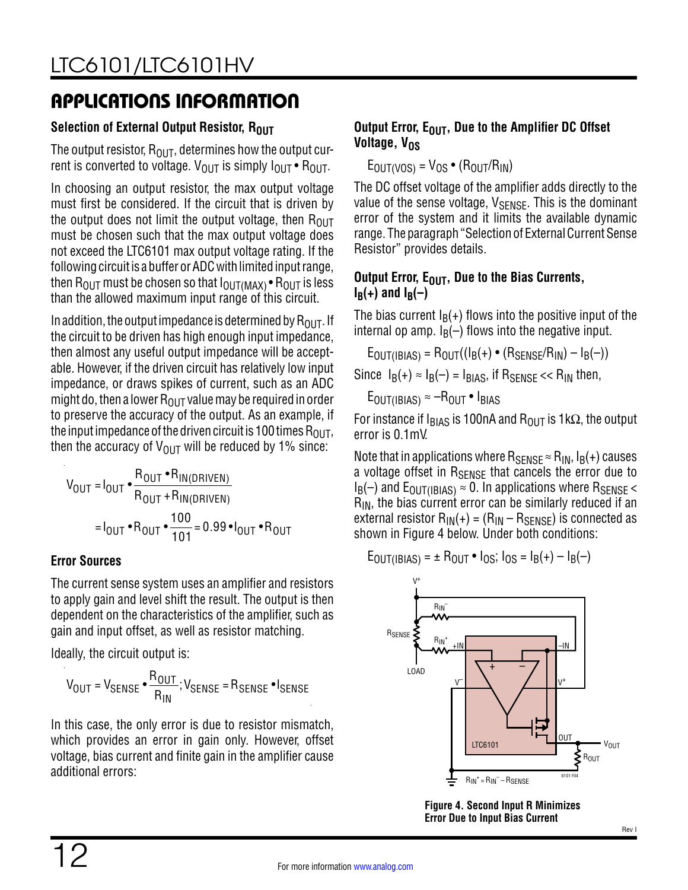## APPLICATIONS INFORMATION

### Selection of External Output Resistor, $R_{OUT}$

The output resistor, $R_{OUT}$, determines how the output current is converted to voltage. $V_{OUT}$ is simply $I_{OUT} \cdot R_{OUT}$.

In choosing an output resistor, the max output voltage must first be considered. If the circuit that is driven by the output does not limit the output voltage, then $R_{OUT}$ must be chosen such that the max output voltage does not exceed the LTC6101 max output voltage rating. If the following circuit is a buffer or ADC with limited input range, then $R_{OUT}$ must be chosen so that $I_{OUT(MAX)} \cdot R_{OUT}$ is less than the allowed maximum input range of this circuit.

In addition, the output impedance is determined by $R_{OUT}$. If the circuit to be driven has high enough input impedance, then almost any useful output impedance will be acceptable. However, if the driven circuit has relatively low input impedance, or draws spikes of current, such as an ADC might do, then a lower $R_{OUT}$ value may be required in order to preserve the accuracy of the output. As an example, if the input impedance of the driven circuit is 100 times $R_{OUT}$, then the accuracy of $V_{OUT}$ will be reduced by 1% since:

$$V_{OUT} = I_{OUT} \cdot \frac{R_{OUT} \cdot R_{IN(DRIVEN)}}{R_{OUT} + R_{IN(DRIVEN)}}$$

$$= I_{OUT} \cdot R_{OUT} \cdot \frac{100}{101} = 0.99 \cdot I_{OUT} \cdot R_{OUT}$$

### Error Sources

The current sense system uses an amplifier and resistors to apply gain and level shift the result. The output is then dependent on the characteristics of the amplifier, such as gain and input offset, as well as resistor matching.

Ideally, the circuit output is:

$$V_{OUT} = V_{SENSE} \cdot \frac{R_{OUT}}{R_{IN}}; V_{SENSE} = R_{SENSE} \cdot I_{SENSE}$$

In this case, the only error is due to resistor mismatch, which provides an error in gain only. However, offset voltage, bias current and finite gain in the amplifier cause additional errors:

### Output Error, $E_{OUT}$, Due to the Amplifier DC Offset Voltage, $V_{OS}$

$$E_{OUT(VOS)} = V_{OS} \cdot (R_{OUT}/R_{IN})$$

The DC offset voltage of the amplifier adds directly to the value of the sense voltage, $V_{SENSE}$. This is the dominant error of the system and it limits the available dynamic range. The paragraph "Selection of External Current Sense Resistor" provides details.

### Output Error, $E_{OUT}$, Due to the Bias Currents, $I_B(+)$ and $I_B(–)$

The bias current $I_B(+)$ flows into the positive input of the internal op amp. $I_B(–)$ flows into the negative input.

$$E_{OUT(IBIAS)} = R_{OUT}((I_B(+) \cdot (R_{SENSE}/R_{IN}) – I_B(–))$$

Since $I_B(+) \approx I_B(–) = I_{BIAS}$, if $R_{SENSE} << R_{IN}$ then,

$$E_{OUT(IBIAS)} \approx –R_{OUT} \cdot I_{BIAS}$$

For instance if $I_{BIAS}$ is 100nA and $R_{OUT}$ is 1kΩ, the output error is 0.1mV.

Note that in applications where $R_{SENSE} \approx R_{IN}$, $I_B(+)$ causes a voltage offset in $R_{SENSE}$ that cancels the error due to $I_B(–)$ and $E_{OUT(IBIAS)} \approx 0$. In applications where $R_{SENSE} < R_{IN}$, the bias current error can be similarly reduced if an external resistor $R_{IN}(+) = (R_{IN} – R_{SENSE})$ is connected as shown in Figure 4 below. Under both conditions:

$$E_{OUT(IBIAS)} = \pm R_{OUT} \cdot I_{OS}; I_{OS} = I_B(+) – I_B(–)$$

V+
RIN–
RSENSE
RIN+
+IN
–IN
LOAD
V–
V+
OUT
VOUT
LTC6101
ROUT
RIN+ = RIN– – RSENSE
6101 F04

**Figure 4. Second Input R Minimizes Error Due to Input Bias Current**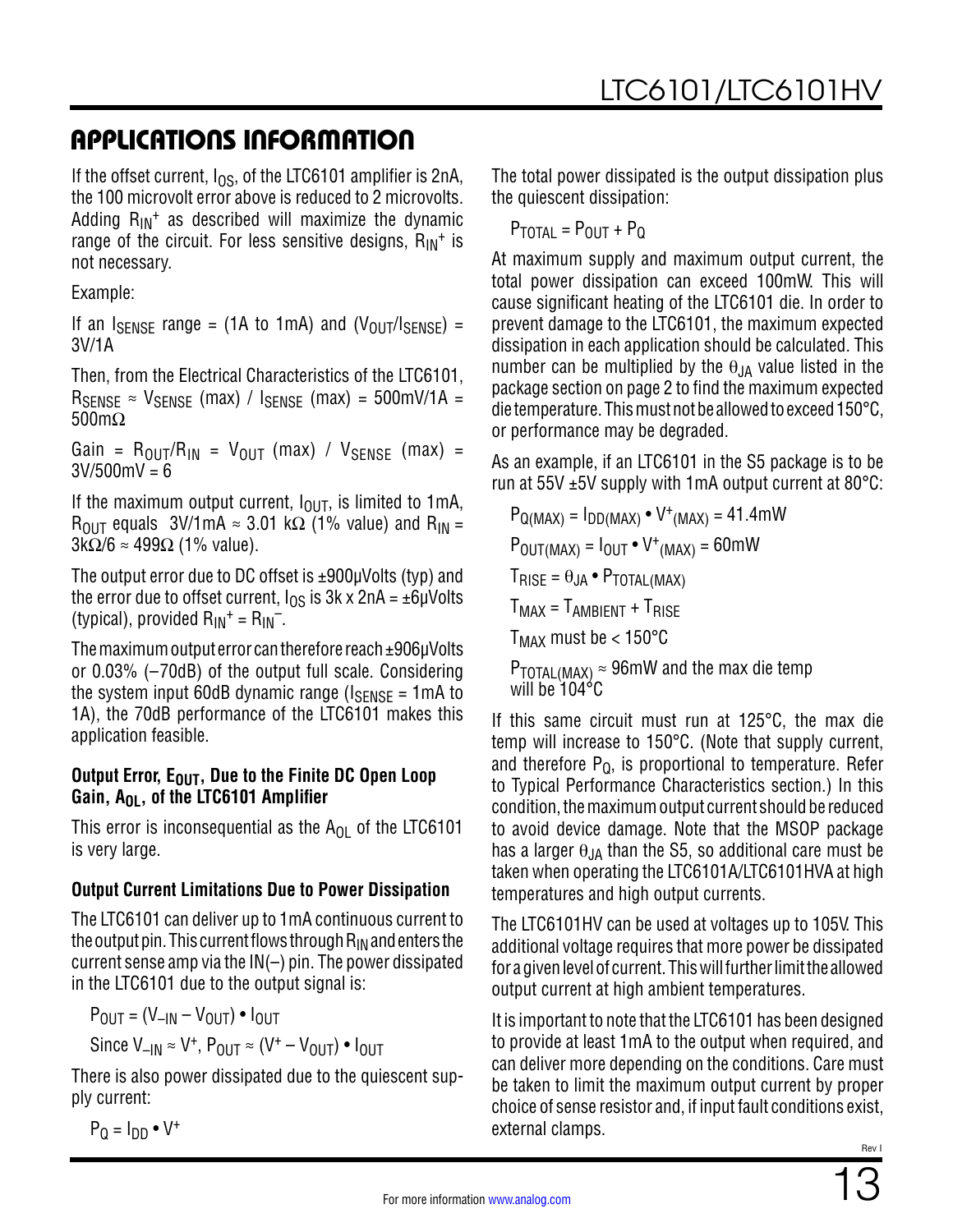## APPLICATIONS INFORMATION

If the offset current, $I_{OS}$, of the LTC6101 amplifier is 2nA, the 100 microvolt error above is reduced to 2 microvolts. Adding $R_{IN}^+$ as described will maximize the dynamic range of the circuit. For less sensitive designs, $R_{IN}^+$ is not necessary.

Example:

If an $I_{SENSE}$ range = (1A to 1mA) and ($V_{OUT}/I_{SENSE}$) = 3V/1A

Then, from the Electrical Characteristics of the LTC6101, $R_{SENSE} \approx V_{SENSE}$ (max) / $I_{SENSE}$ (max) = 500mV/1A = 500mΩ

Gain = $R_{OUT}/R_{IN}$ = $V_{OUT}$ (max) / $V_{SENSE}$ (max) = 3V/500mV = 6

If the maximum output current, $I_{OUT}$, is limited to 1mA, $R_{OUT}$ equals 3V/1mA ≈ 3.01 kΩ (1% value) and $R_{IN}$ = 3kΩ/6 ≈ 499Ω (1% value).

The output error due to DC offset is ±900μVolts (typ) and the error due to offset current, $I_{OS}$ is 3k x 2nA = ±6μVolts (typical), provided $R_{IN}^+ = R_{IN}^-$.

The maximum output error can therefore reach ±906μVolts or 0.03% (–70dB) of the output full scale. Considering the system input 60dB dynamic range ($I_{SENSE}$ = 1mA to 1A), the 70dB performance of the LTC6101 makes this application feasible.

### Output Error, $E_{OUT}$, Due to the Finite DC Open Loop Gain, $A_{OL}$, of the LTC6101 Amplifier

This error is inconsequential as the $A_{OL}$ of the LTC6101 is very large.

### Output Current Limitations Due to Power Dissipation

The LTC6101 can deliver up to 1mA continuous current to the output pin. This current flows through $R_{IN}$ and enters the current sense amp via the IN(–) pin. The power dissipated in the LTC6101 due to the output signal is:

$$P_{OUT} = (V_{-IN} - V_{OUT}) \bullet I_{OUT}$$

Since $V_{-IN} \approx V^+$, $P_{OUT} \approx (V^+ - V_{OUT}) \bullet I_{OUT}$

There is also power dissipated due to the quiescent supply current:

$$P_Q = I_{DD} \bullet V^+$$

The total power dissipated is the output dissipation plus the quiescent dissipation:

$$P_{TOTAL} = P_{OUT} + P_Q$$

At maximum supply and maximum output current, the total power dissipation can exceed 100mW. This will cause significant heating of the LTC6101 die. In order to prevent damage to the LTC6101, the maximum expected dissipation in each application should be calculated. This number can be multiplied by the $\theta_{JA}$ value listed in the package section on page 2 to find the maximum expected die temperature. This must not be allowed to exceed 150°C, or performance may be degraded.

As an example, if an LTC6101 in the S5 package is to be run at 55V ±5V supply with 1mA output current at 80°C:

$$P_{Q(MAX)} = I_{DD(MAX)} \bullet V^+_{(MAX)} = 41.4\text{mW}$$

$$P_{OUT(MAX)} = I_{OUT} \bullet V^+_{(MAX)} = 60\text{mW}$$

$$T_{RISE} = \theta_{JA} \bullet P_{TOTAL(MAX)}$$

$$T_{MAX} = T_{AMBIENT} + T_{RISE}$$

$T_{MAX}$ must be < 150°C

$P_{TOTAL(MAX)} \approx$ 96mW and the max die temp will be 104°C

If this same circuit must run at 125°C, the max die temp will increase to 150°C. (Note that supply current, and therefore $P_Q$, is proportional to temperature. Refer to Typical Performance Characteristics section.) In this condition, the maximum output current should be reduced to avoid device damage. Note that the MSOP package has a larger $\theta_{JA}$ than the S5, so additional care must be taken when operating the LTC6101A/LTC6101HVA at high temperatures and high output currents.

The LTC6101HV can be used at voltages up to 105V. This additional voltage requires that more power be dissipated for a given level of current. This will further limit the allowed output current at high ambient temperatures.

It is important to note that the LTC6101 has been designed to provide at least 1mA to the output when required, and can deliver more depending on the conditions. Care must be taken to limit the maximum output current by proper choice of sense resistor and, if input fault conditions exist, external clamps.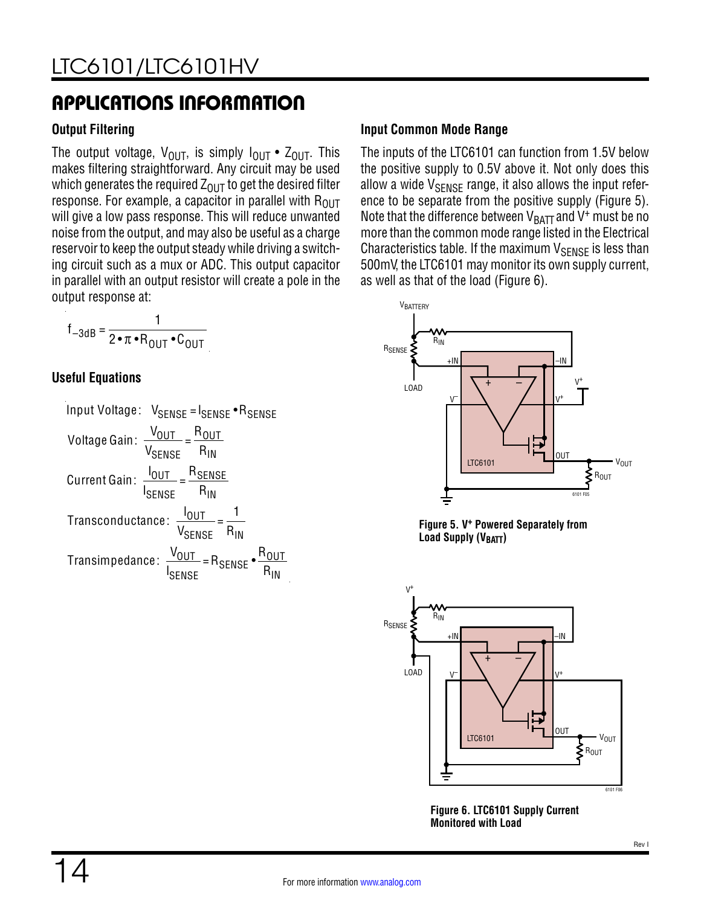## APPLICATIONS INFORMATION

### Output Filtering

The output voltage, $V_{OUT}$, is simply $I_{OUT} \bullet Z_{OUT}$. This makes filtering straightforward. Any circuit may be used which generates the required $Z_{OUT}$ to get the desired filter response. For example, a capacitor in parallel with $R_{OUT}$ will give a low pass response. This will reduce unwanted noise from the output, and may also be useful as a charge reservoir to keep the output steady while driving a switching circuit such as a mux or ADC. This output capacitor in parallel with an output resistor will create a pole in the output response at:

$$f_{-3dB} = \frac{1}{2 \bullet \pi \bullet R_{OUT} \bullet C_{OUT}}$$

### Useful Equations

$$\text{Input Voltage: } V_{SENSE} = I_{SENSE} \bullet R_{SENSE}$$

$$\text{Voltage Gain: } \frac{V_{OUT}}{V_{SENSE}} = \frac{R_{OUT}}{R_{IN}}$$

$$\text{Current Gain: } \frac{I_{OUT}}{I_{SENSE}} = \frac{R_{SENSE}}{R_{IN}}$$

$$\text{Transconductance: } \frac{I_{OUT}}{V_{SENSE}} = \frac{1}{R_{IN}}$$

$$\text{Transimpedance: } \frac{V_{OUT}}{I_{SENSE}} = R_{SENSE} \bullet \frac{R_{OUT}}{R_{IN}}$$

### Input Common Mode Range

The inputs of the LTC6101 can function from 1.5V below the positive supply to 0.5V above it. Not only does this allow a wide $V_{SENSE}$ range, it also allows the input reference to be separate from the positive supply (Figure 5). Note that the difference between $V_{BATT}$ and $V^+$ must be no more than the common mode range listed in the Electrical Characteristics table. If the maximum $V_{SENSE}$ is less than 500mV, the LTC6101 may monitor its own supply current, as well as that of the load (Figure 6).

V_BATTERY
R_IN
R_SENSE
+IN
–IN
LOAD
V⁺
V⁻
V⁺
OUT
V_OUT
LTC6101
R_OUT
6101 F05

**Figure 5. V⁺ Powered Separately from Load Supply ($V_{BATT}$)**

V⁺
R_IN
R_SENSE
+IN
–IN
LOAD
V⁻
V⁺
OUT
V_OUT
LTC6101
R_OUT
6101 F06

**Figure 6. LTC6101 Supply Current Monitored with Load**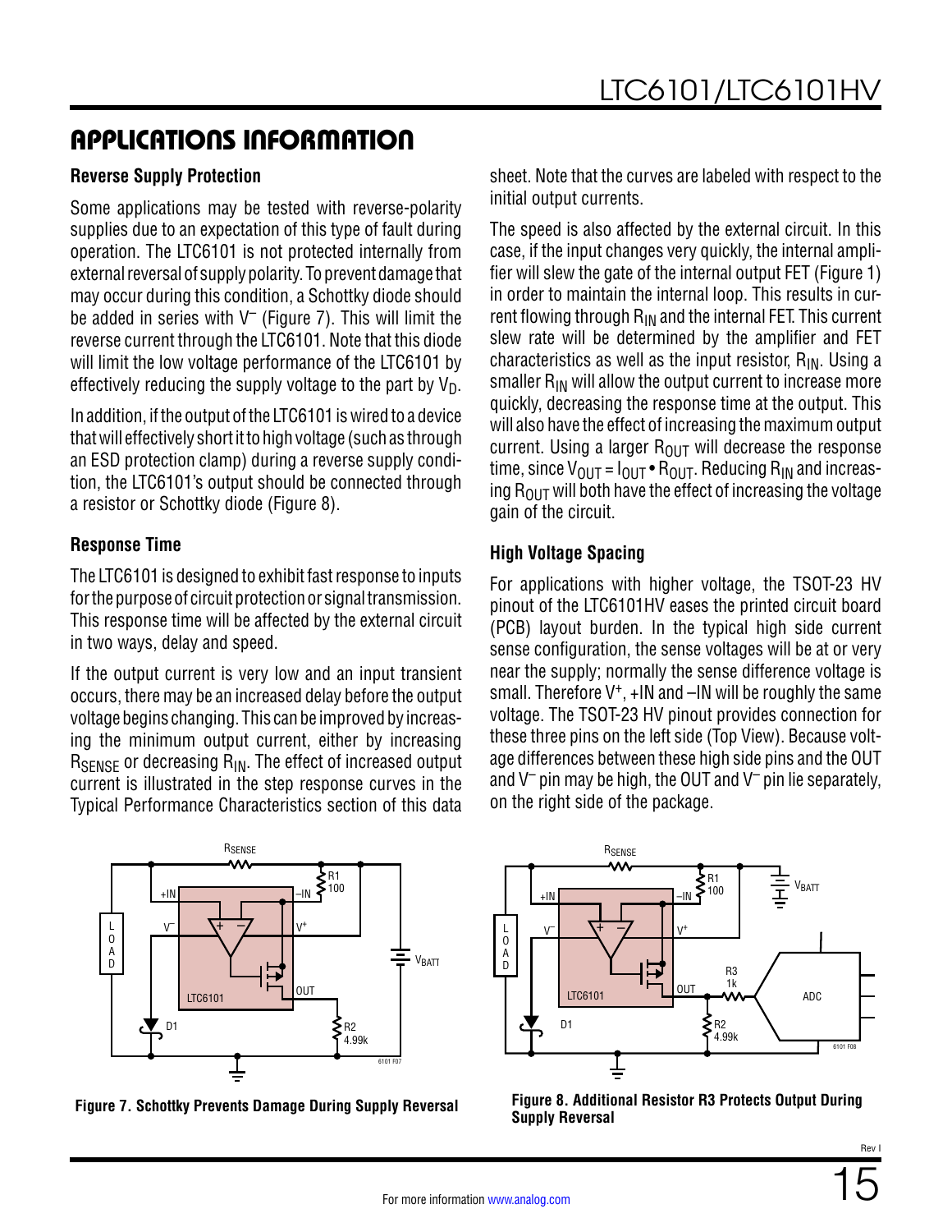## APPLICATIONS INFORMATION

### Reverse Supply Protection

Some applications may be tested with reverse-polarity supplies due to an expectation of this type of fault during operation. The LTC6101 is not protected internally from external reversal of supply polarity. To prevent damage that may occur during this condition, a Schottky diode should be added in series with $V^-$ (Figure 7). This will limit the reverse current through the LTC6101. Note that this diode will limit the low voltage performance of the LTC6101 by effectively reducing the supply voltage to the part by $V_D$.

In addition, if the output of the LTC6101 is wired to a device that will effectively short it to high voltage (such as through an ESD protection clamp) during a reverse supply condition, the LTC6101's output should be connected through a resistor or Schottky diode (Figure 8).

### Response Time

The LTC6101 is designed to exhibit fast response to inputs for the purpose of circuit protection or signal transmission. This response time will be affected by the external circuit in two ways, delay and speed.

If the output current is very low and an input transient occurs, there may be an increased delay before the output voltage begins changing. This can be improved by increasing the minimum output current, either by increasing $R_{SENSE}$ or decreasing $R_{IN}$. The effect of increased output current is illustrated in the step response curves in the Typical Performance Characteristics section of this data sheet. Note that the curves are labeled with respect to the initial output currents.

The speed is also affected by the external circuit. In this case, if the input changes very quickly, the internal amplifier will slew the gate of the internal output FET (Figure 1) in order to maintain the internal loop. This results in current flowing through $R_{IN}$ and the internal FET. This current slew rate will be determined by the amplifier and FET characteristics as well as the input resistor, $R_{IN}$. Using a smaller $R_{IN}$ will allow the output current to increase more quickly, decreasing the response time at the output. This will also have the effect of increasing the maximum output current. Using a larger $R_{OUT}$ will decrease the response time, since $V_{OUT} = I_{OUT} \bullet R_{OUT}$. Reducing $R_{IN}$ and increasing $R_{OUT}$ will both have the effect of increasing the voltage gain of the circuit.

### High Voltage Spacing

For applications with higher voltage, the TSOT-23 HV pinout of the LTC6101HV eases the printed circuit board (PCB) layout burden. In the typical high side current sense configuration, the sense voltages will be at or very near the supply; normally the sense difference voltage is small. Therefore $V^+$, +IN and –IN will be roughly the same voltage. The TSOT-23 HV pinout provides connection for these three pins on the left side (Top View). Because voltage differences between these high side pins and the OUT and $V^-$ pin may be high, the OUT and $V^-$ pin lie separately, on the right side of the package.

**Figure 7. Schottky Prevents Damage During Supply Reversal**

**Figure 8. Additional Resistor R3 Protects Output During Supply Reversal**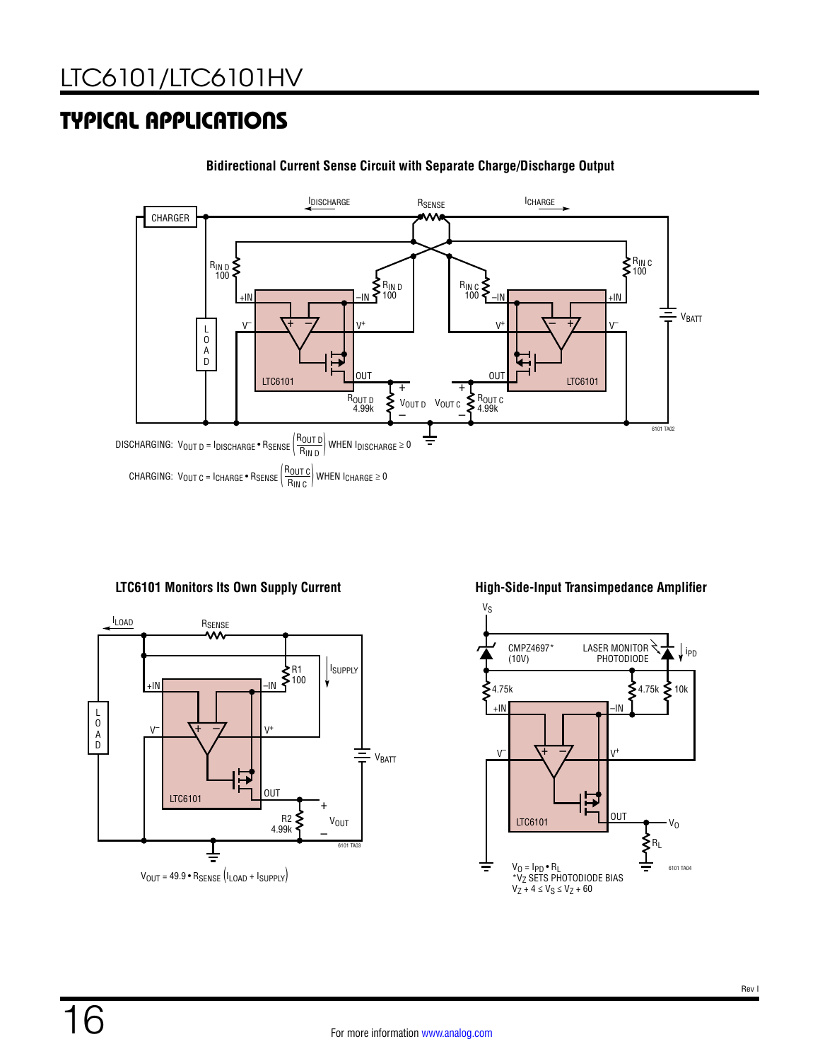## TYPICAL APPLICATIONS

**Bidirectional Current Sense Circuit with Separate Charge/Discharge Output**

CHARGER
$I_{DISCHARGE}$
$R_{SENSE}$
$I_{CHARGE}$
$R_{IN\,D}$ 100
$R_{IN\,D}$ 100
$R_{IN\,C}$ 100
$R_{IN\,C}$ 100
+IN
–IN
–IN
+IN
$V^-$
$V^+$
$V^+$
$V^-$
$V_{BATT}$
LOAD
LTC6101
LTC6101
OUT
OUT
$R_{OUT\,D}$ 4.99k
$V_{OUT\,D}$
$V_{OUT\,C}$
$R_{OUT\,C}$ 4.99k
6101 TA02

DISCHARGING: $V_{OUT\,D} = I_{DISCHARGE} \bullet R_{SENSE} \left(\frac{R_{OUT\,D}}{R_{IN\,D}}\right)$ WHEN $I_{DISCHARGE} \geq 0$

CHARGING: $V_{OUT\,C} = I_{CHARGE} \bullet R_{SENSE} \left(\frac{R_{OUT\,C}}{R_{IN\,C}}\right)$ WHEN $I_{CHARGE} \geq 0$

**LTC6101 Monitors Its Own Supply Current**

$I_{LOAD}$
$R_{SENSE}$
R1 100
$I_{SUPPLY}$
+IN
–IN
$V^-$
$V^+$
LOAD
$V_{BATT}$
LTC6101
OUT
R2 4.99k
$V_{OUT}$
6101 TA03

$V_{OUT} = 49.9 \bullet R_{SENSE} \left(I_{LOAD} + I_{SUPPLY}\right)$

**High-Side-Input Transimpedance Amplifier**

$V_S$
CMPZ4697* (10V)
LASER MONITOR PHOTODIODE
$i_{PD}$
4.75k
4.75k
10k
+IN
–IN
$V^-$
$V^+$
LTC6101
OUT
$V_O$
$R_L$
6101 TA04

$V_O = I_{PD} \bullet R_L$
*$V_Z$ SETS PHOTODIODE BIAS
$V_Z + 4 \leq V_S \leq V_Z + 60$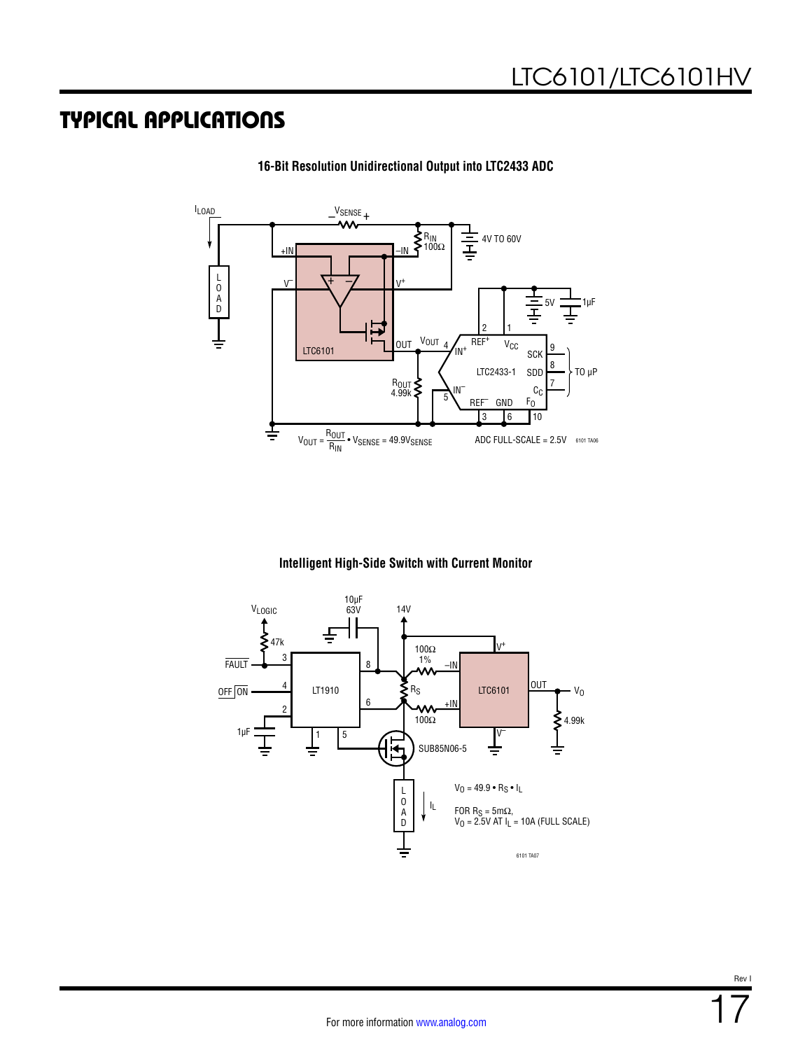## TYPICAL APPLICATIONS

**16-Bit Resolution Unidirectional Output into LTC2433 ADC**

$I_{LOAD}$
LOAD
$V_{SENSE}$
$R_{IN}$ 100Ω
4V TO 60V
+IN
–IN
$V^-$
$V^+$
LTC6101
OUT
$V_{OUT}$
$R_{OUT}$ 4.99k
5V
1µF
$REF^+$
$V_{CC}$
$IN^+$
SCK
LTC2433-1
SDD
$IN^-$
$C_C$
$REF^-$
GND
$F_O$
TO µP

$$V_{OUT} = \frac{R_{OUT}}{R_{IN}} \cdot V_{SENSE} = 49.9V_{SENSE}$$

ADC FULL-SCALE = 2.5V

**Intelligent High-Side Switch with Current Monitor**

$V_{LOGIC}$
47k
$\overline{FAULT}$
OFF $\overline{ON}$
1µF
LT1910
10µF 63V
14V
100Ω 1%
$R_S$
100Ω
–IN
+IN
LTC6101
$V^+$
$V^-$
OUT
$V_O$
4.99k
SUB85N06-5
LOAD
$I_L$

$V_O = 49.9 \cdot R_S \cdot I_L$

FOR $R_S = 5m\Omega$,
$V_O = 2.5V$ AT $I_L = 10A$ (FULL SCALE)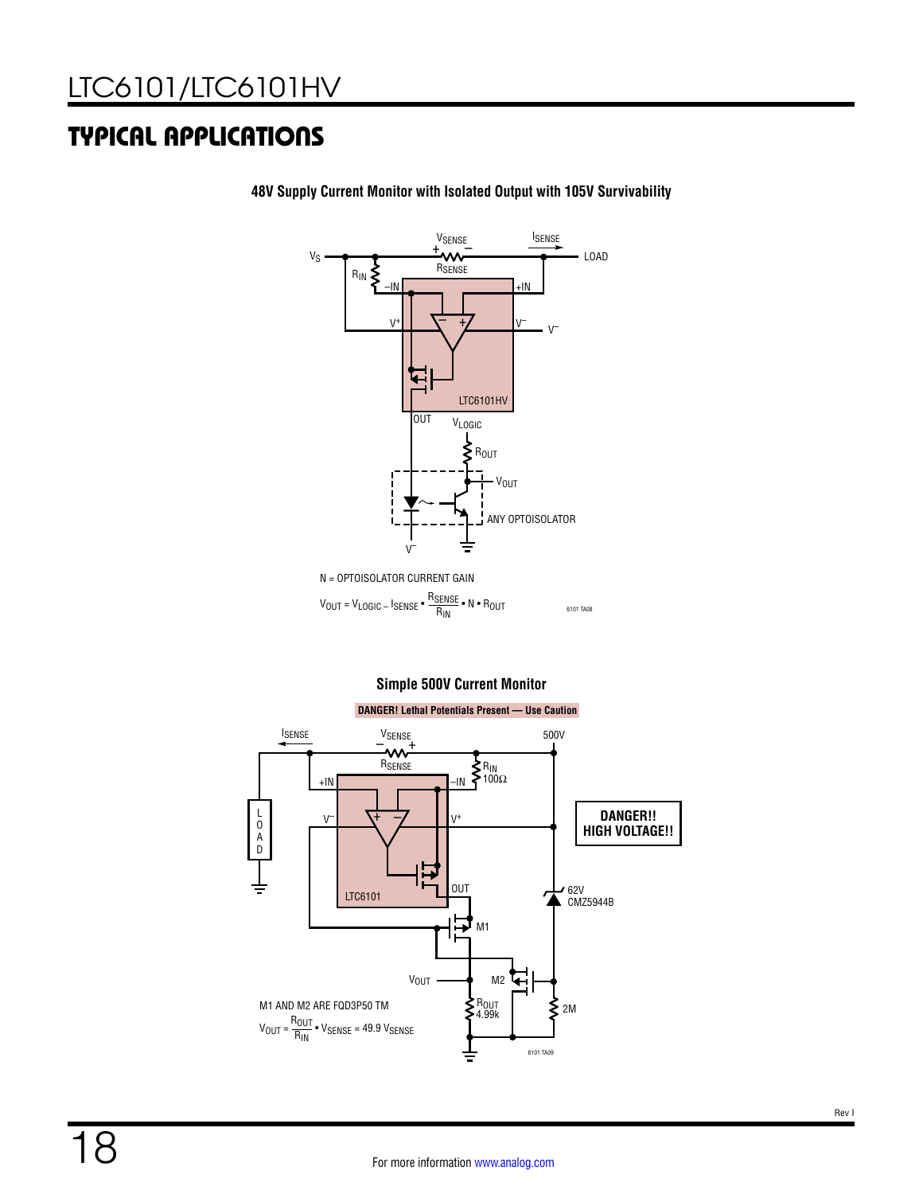## TYPICAL APPLICATIONS

**48V Supply Current Monitor with Isolated Output with 105V Survivability**

$V_S$

$V_{SENSE}$

$I_{SENSE}$

LOAD

$R_{SENSE}$

$R_{IN}$

–IN

+IN

$V^+$

$V^-$

$V^-$

LTC6101HV

OUT

$V_{LOGIC}$

$R_{OUT}$

$V_{OUT}$

ANY OPTOISOLATOR

$V^-$

N = OPTOISOLATOR CURRENT GAIN

$$V_{OUT} = V_{LOGIC} - I_{SENSE} \bullet \frac{R_{SENSE}}{R_{IN}} \bullet N \bullet R_{OUT}$$

6101 TA08

**Simple 500V Current Monitor**

**DANGER! Lethal Potentials Present — Use Caution**

$I_{SENSE}$

$V_{SENSE}$

$R_{SENSE}$

500V

$R_{IN}$ 100Ω

+IN

–IN

$V^-$

$V^+$

LOAD

LTC6101

OUT

**DANGER!! HIGH VOLTAGE!!**

62V CMZ5944B

M1

M2

$V_{OUT}$

$R_{OUT}$ 4.99k

2M

M1 AND M2 ARE FQD3P50 TM

$$V_{OUT} = \frac{R_{OUT}}{R_{IN}} \bullet V_{SENSE} = 49.9\ V_{SENSE}$$

6101 TA09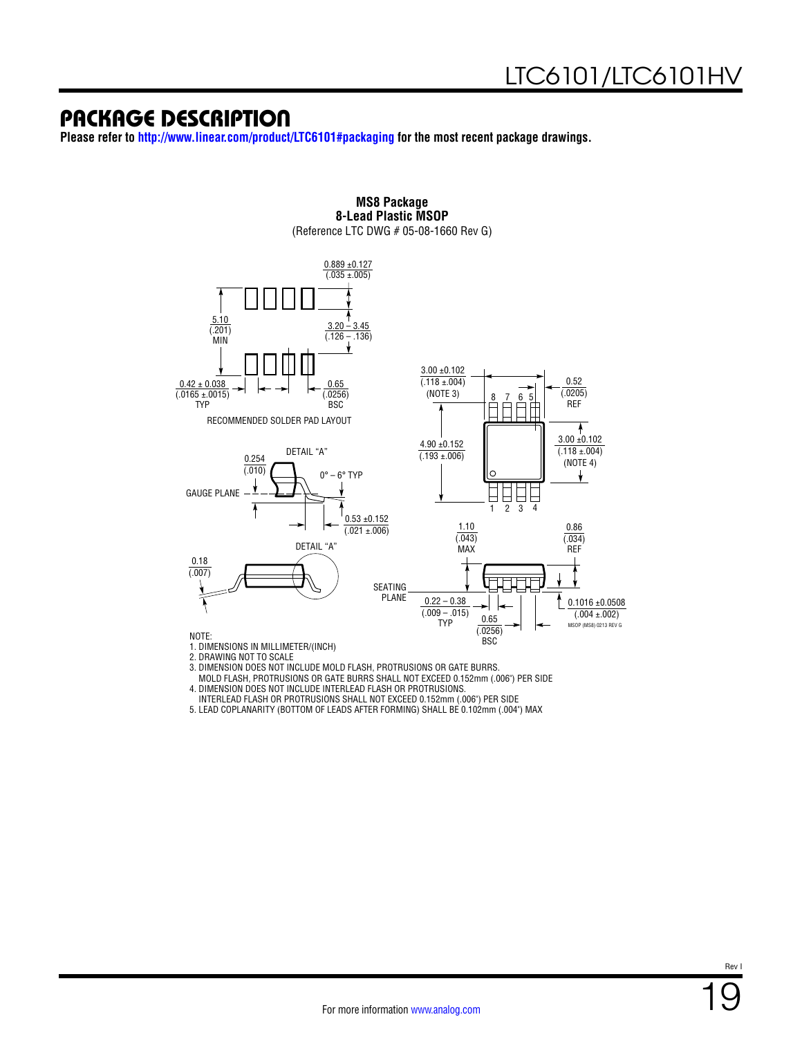# PACKAGE DESCRIPTION

**Please refer to http://www.linear.com/product/LTC6101#packaging for the most recent package drawings.**

**MS8 Package**
**8-Lead Plastic MSOP**
(Reference LTC DWG # 05-08-1660 Rev G)

0.889 ±0.127
(.035 ±.005)

5.10
(.201)
MIN

3.20 – 3.45
(.126 – .136)

0.42 ± 0.038
(.0165 ±.0015)
TYP

0.65
(.0256)
BSC

RECOMMENDED SOLDER PAD LAYOUT

3.00 ±0.102
(.118 ±.004)
(NOTE 3)

0.52
(.0205)
REF

8 7 6 5

4.90 ±0.152
(.193 ±.006)

3.00 ±0.102
(.118 ±.004)
(NOTE 4)

1 2 3 4

DETAIL "A"

0.254
(.010)

0° – 6° TYP

GAUGE PLANE

0.53 ±0.152
(.021 ±.006)

DETAIL "A"

0.18
(.007)

1.10
(.043)
MAX

0.86
(.034)
REF

SEATING
PLANE

0.22 – 0.38
(.009 – .015)
TYP

0.65
(.0256)
BSC

0.1016 ±0.0508
(.004 ±.002)

MSOP (MS8) 0213 REV G

NOTE:
1. DIMENSIONS IN MILLIMETER/(INCH)
2. DRAWING NOT TO SCALE
3. DIMENSION DOES NOT INCLUDE MOLD FLASH, PROTRUSIONS OR GATE BURRS. MOLD FLASH, PROTRUSIONS OR GATE BURRS SHALL NOT EXCEED 0.152mm (.006") PER SIDE
4. DIMENSION DOES NOT INCLUDE INTERLEAD FLASH OR PROTRUSIONS. INTERLEAD FLASH OR PROTRUSIONS SHALL NOT EXCEED 0.152mm (.006") PER SIDE
5. LEAD COPLANARITY (BOTTOM OF LEADS AFTER FORMING) SHALL BE 0.102mm (.004") MAX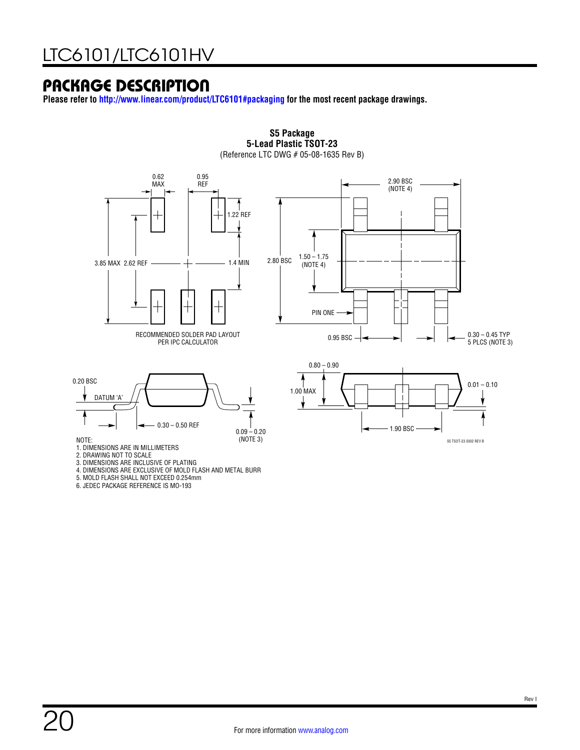# PACKAGE DESCRIPTION

**Please refer to http://www.linear.com/product/LTC6101#packaging for the most recent package drawings.**

**S5 Package**
**5-Lead Plastic TSOT-23**
(Reference LTC DWG # 05-08-1635 Rev B)

0.62 MAX
0.95 REF
1.22 REF
3.85 MAX
2.62 REF
1.4 MIN
RECOMMENDED SOLDER PAD LAYOUT PER IPC CALCULATOR

2.90 BSC (NOTE 4)
2.80 BSC
1.50 – 1.75 (NOTE 4)
PIN ONE
0.95 BSC
0.30 – 0.45 TYP 5 PLCS (NOTE 3)

0.20 BSC
DATUM 'A'
0.30 – 0.50 REF
0.09 – 0.20 (NOTE 3)

0.80 – 0.90
1.00 MAX
0.01 – 0.10
1.90 BSC

S5 TSOT-23 0302 REV B

NOTE:
1. DIMENSIONS ARE IN MILLIMETERS
2. DRAWING NOT TO SCALE
3. DIMENSIONS ARE INCLUSIVE OF PLATING
4. DIMENSIONS ARE EXCLUSIVE OF MOLD FLASH AND METAL BURR
5. MOLD FLASH SHALL NOT EXCEED 0.254mm
6. JEDEC PACKAGE REFERENCE IS MO-193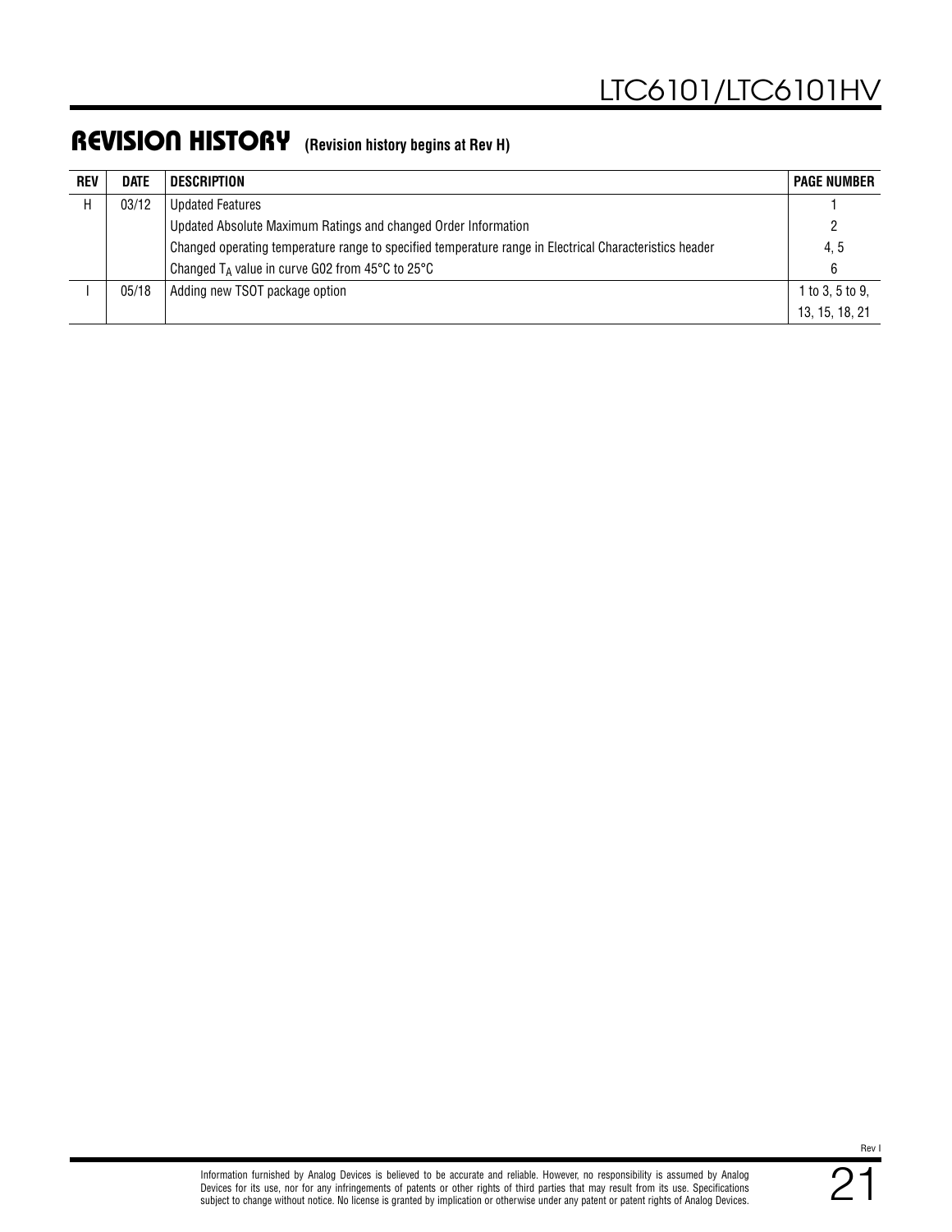## REVISION HISTORY (Revision history begins at Rev H)

| REV | DATE | DESCRIPTION | PAGE NUMBER |
|---|---|---|---|
| H | 03/12 | Updated Features | 1 |
| | | Updated Absolute Maximum Ratings and changed Order Information | 2 |
| | | Changed operating temperature range to specified temperature range in Electrical Characteristics header | 4, 5 |
| | | Changed $T_A$ value in curve G02 from 45°C to 25°C | 6 |
| I | 05/18 | Adding new TSOT package option | 1 to 3, 5 to 9, 13, 15, 18, 21 |

Information furnished by Analog Devices is believed to be accurate and reliable. However, no responsibility is assumed by Analog Devices for its use, nor for any infringements of patents or other rights of third parties that may result from its use. Specifications subject to change without notice. No license is granted by implication or otherwise under any patent or patent rights of Analog Devices.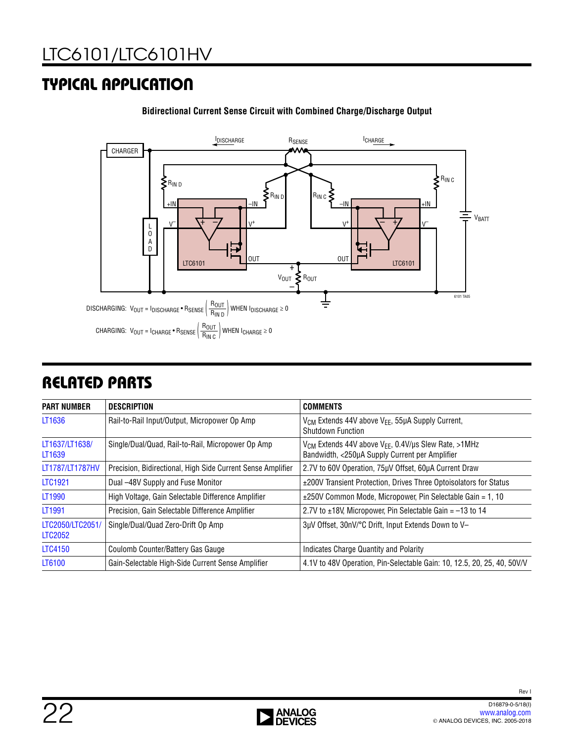## TYPICAL APPLICATION

**Bidirectional Current Sense Circuit with Combined Charge/Discharge Output**

CHARGER

$I_{DISCHARGE}$

$R_{SENSE}$

$I_{CHARGE}$

$R_{IN\,D}$

$R_{IN\,D}$

$R_{IN\,C}$

$R_{IN\,C}$

+IN

–IN

–IN

+IN

$V^-$

$V^+$

$V^+$

$V^-$

LOAD

$V_{BATT}$

OUT

OUT

LTC6101

LTC6101

$V_{OUT}$

$R_{OUT}$

6101 TA05

DISCHARGING: $V_{OUT} = I_{DISCHARGE} \cdot R_{SENSE} \left( \frac{R_{OUT}}{R_{IN\,D}} \right)$ WHEN $I_{DISCHARGE} \geq 0$

CHARGING: $V_{OUT} = I_{CHARGE} \cdot R_{SENSE} \left( \frac{R_{OUT}}{R_{IN\,C}} \right)$ WHEN $I_{CHARGE} \geq 0$

## RELATED PARTS

| PART NUMBER | DESCRIPTION | COMMENTS |
|---|---|---|
| LT1636 | Rail-to-Rail Input/Output, Micropower Op Amp | $V_{CM}$ Extends 44V above $V_{EE}$, 55µA Supply Current, Shutdown Function |
| LT1637/LT1638/ LT1639 | Single/Dual/Quad, Rail-to-Rail, Micropower Op Amp | $V_{CM}$ Extends 44V above $V_{EE}$, 0.4V/µs Slew Rate, >1MHz Bandwidth, <250µA Supply Current per Amplifier |
| LT1787/LT1787HV | Precision, Bidirectional, High Side Current Sense Amplifier | 2.7V to 60V Operation, 75µV Offset, 60µA Current Draw |
| LTC1921 | Dual –48V Supply and Fuse Monitor | ±200V Transient Protection, Drives Three Optoisolators for Status |
| LT1990 | High Voltage, Gain Selectable Difference Amplifier | ±250V Common Mode, Micropower, Pin Selectable Gain = 1, 10 |
| LT1991 | Precision, Gain Selectable Difference Amplifier | 2.7V to ±18V, Micropower, Pin Selectable Gain = –13 to 14 |
| LTC2050/LTC2051/ LTC2052 | Single/Dual/Quad Zero-Drift Op Amp | 3µV Offset, 30nV/°C Drift, Input Extends Down to V– |
| LTC4150 | Coulomb Counter/Battery Gas Gauge | Indicates Charge Quantity and Polarity |
| LT6100 | Gain-Selectable High-Side Current Sense Amplifier | 4.1V to 48V Operation, Pin-Selectable Gain: 10, 12.5, 20, 25, 40, 50V/V |